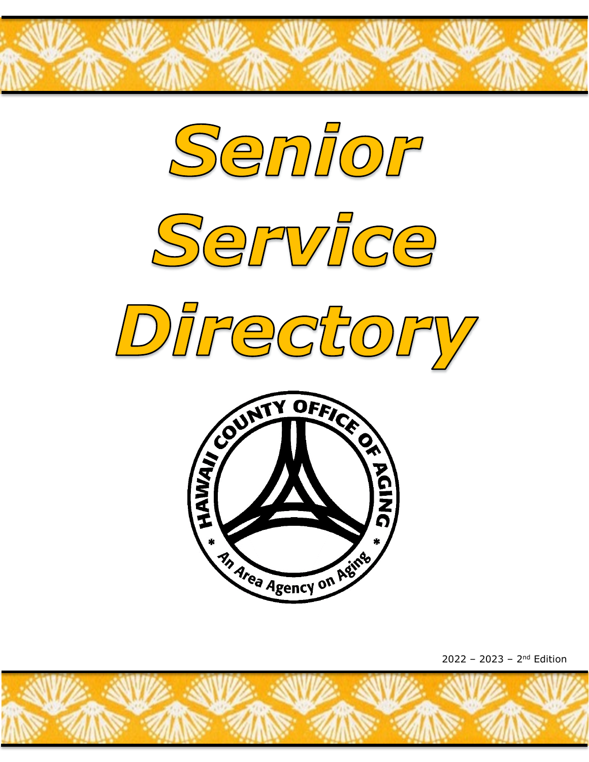# Senior Service Directory

HAWAII COUNTY OFFICE OF AGING

An Area Agency on Aging

2022 – 2023 – 2nd Edition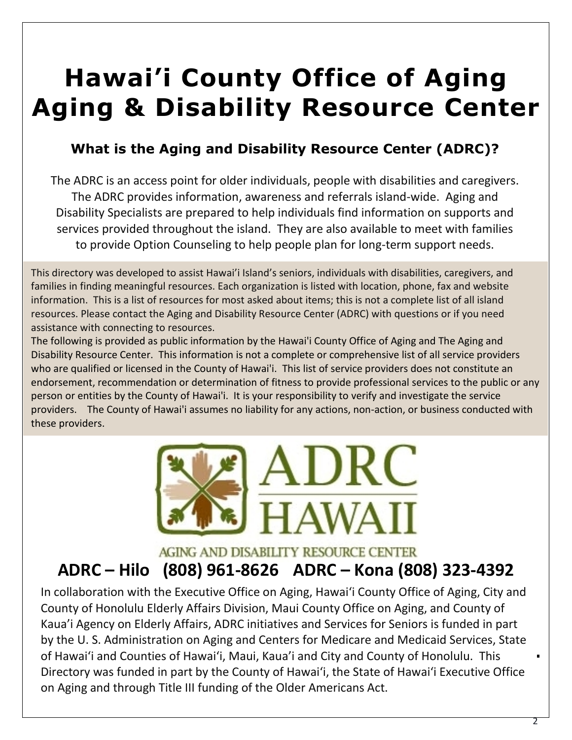# Hawai'i County Office of Aging Aging & Disability Resource Center

## What is the Aging and Disability Resource Center (ADRC)?

The ADRC is an access point for older individuals, people with disabilities and caregivers. The ADRC provides information, awareness and referrals island-wide. Aging and Disability Specialists are prepared to help individuals find information on supports and services provided throughout the island. They are also available to meet with families to provide Option Counseling to help people plan for long-term support needs.

This directory was developed to assist Hawai'i Island's seniors, individuals with disabilities, caregivers, and families in finding meaningful resources. Each organization is listed with location, phone, fax and website information. This is a list of resources for most asked about items; this is not a complete list of all island resources. Please contact the Aging and Disability Resource Center (ADRC) with questions or if you need assistance with connecting to resources.

The following is provided as public information by the Hawai'i County Office of Aging and The Aging and Disability Resource Center. This information is not a complete or comprehensive list of all service providers who are qualified or licensed in the County of Hawai'i. This list of service providers does not constitute an endorsement, recommendation or determination of fitness to provide professional services to the public or any person or entities by the County of Hawai'i. It is your responsibility to verify and investigate the service providers. The County of Hawai'i assumes no liability for any actions, non-action, or business conducted with these providers.

ADRC HAWAII

AGING AND DISABILITY RESOURCE CENTER

## ADRC – Hilo (808) 961-8626 ADRC – Kona (808) 323-4392

In collaboration with the Executive Office on Aging, Hawai'i County Office of Aging, City and County of Honolulu Elderly Affairs Division, Maui County Office on Aging, and County of Kaua'i Agency on Elderly Affairs, ADRC initiatives and Services for Seniors is funded in part by the U. S. Administration on Aging and Centers for Medicare and Medicaid Services, State of Hawai'i and Counties of Hawai'i, Maui, Kaua'i and City and County of Honolulu. This Directory was funded in part by the County of Hawai'i, the State of Hawai'i Executive Office on Aging and through Title III funding of the Older Americans Act.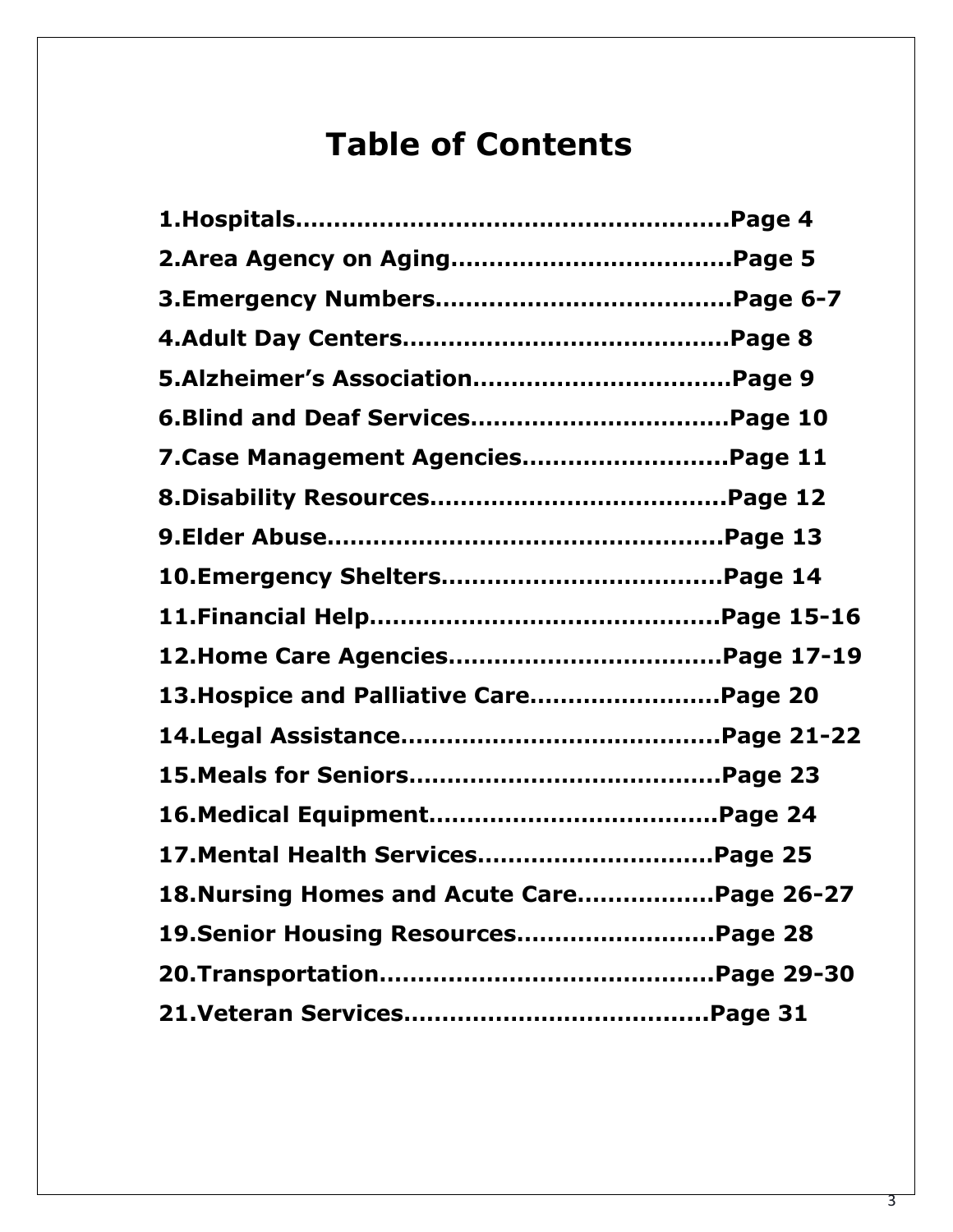# Table of Contents

**1.Hospitals......................................................Page 4**

**2.Area Agency on Aging...................................Page 5**

**3.Emergency Numbers.....................................Page 6-7**

**4.Adult Day Centers.........................................Page 8**

**5.Alzheimer's Association.................................Page 9**

**6.Blind and Deaf Services.................................Page 10**

**7.Case Management Agencies..........................Page 11**

**8.Disability Resources......................................Page 12**

**9.Elder Abuse...................................................Page 13**

**10.Emergency Shelters...................................Page 14**

**11.Financial Help............................................Page 15-16**

**12.Home Care Agencies..................................Page 17-19**

**13.Hospice and Palliative Care........................Page 20**

**14.Legal Assistance........................................Page 21-22**

**15.Meals for Seniors.......................................Page 23**

**16.Medical Equipment....................................Page 24**

**17.Mental Health Services..............................Page 25**

**18.Nursing Homes and Acute Care.................Page 26-27**

**19.Senior Housing Resources.........................Page 28**

**20.Transportation..........................................Page 29-30**

**21.Veteran Services......................................Page 31**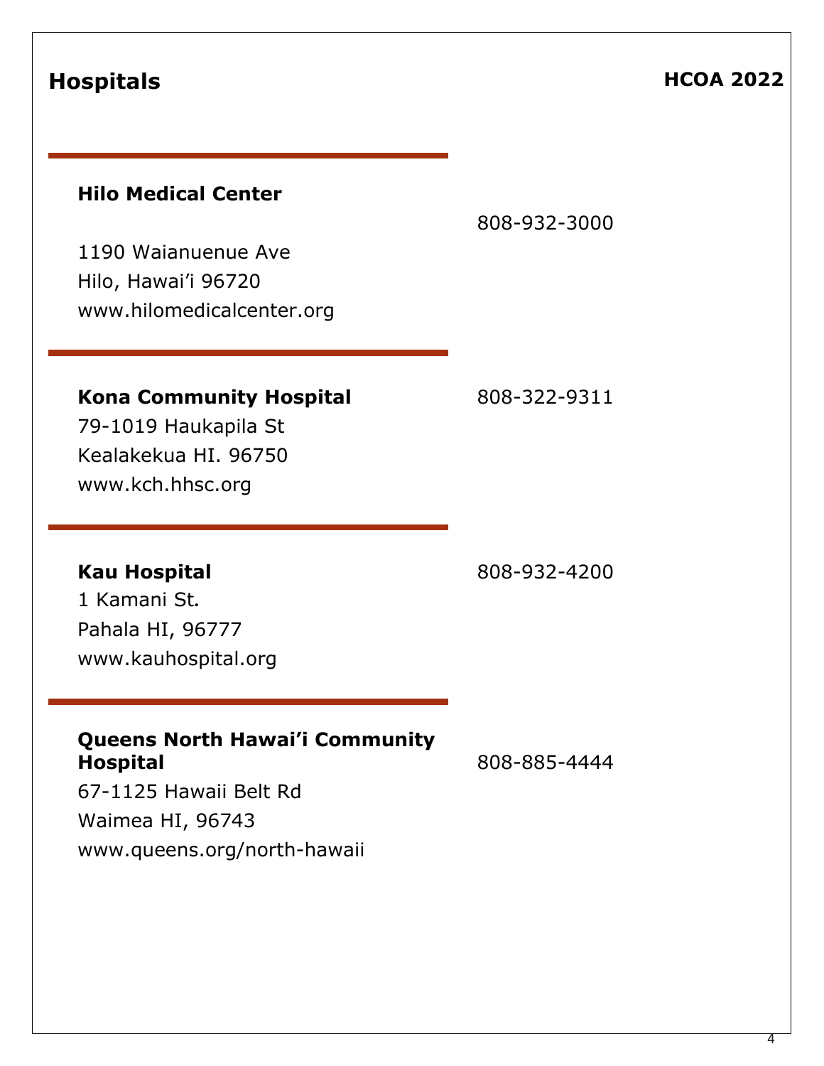# Hospitals

**HCOA 2022**

---

**Hilo Medical Center**

808-932-3000

1190 Waianuenue Ave
Hilo, Hawai'i 96720
www.hilomedicalcenter.org

---

**Kona Community Hospital**

808-322-9311

79-1019 Haukapila St
Kealakekua HI. 96750
www.kch.hhsc.org

---

**Kau Hospital**

808-932-4200

1 Kamani St.
Pahala HI, 96777
www.kauhospital.org

---

**Queens North Hawai'i Community Hospital**

808-885-4444

67-1125 Hawaii Belt Rd
Waimea HI, 96743
www.queens.org/north-hawaii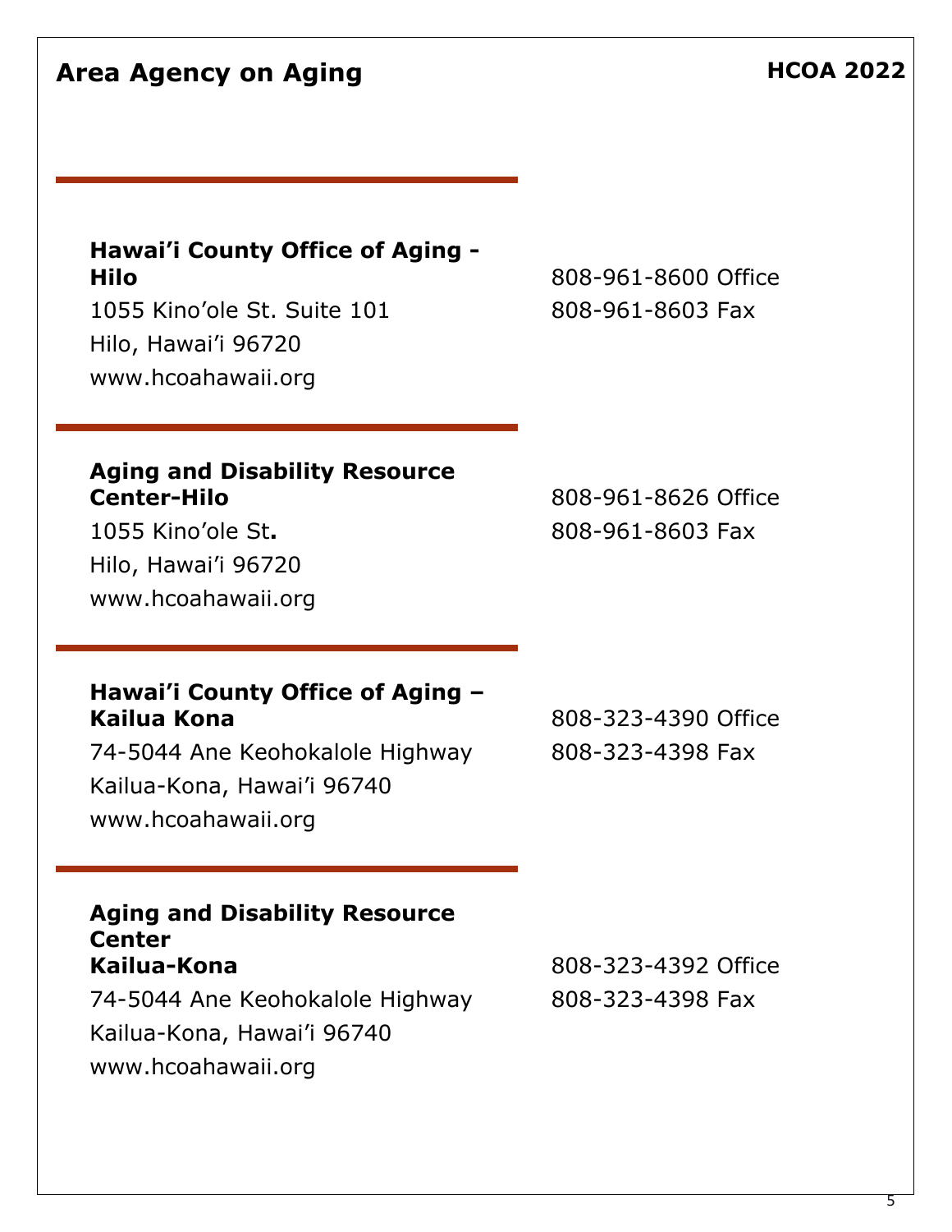# Area Agency on Aging

**HCOA 2022**

---

**Hawai'i County Office of Aging - Hilo**
1055 Kino'ole St. Suite 101
Hilo, Hawai'i 96720
www.hcoahawaii.org

808-961-8600 Office
808-961-8603 Fax

---

**Aging and Disability Resource Center-Hilo**
1055 Kino'ole St**.**
Hilo, Hawai'i 96720
www.hcoahawaii.org

808-961-8626 Office
808-961-8603 Fax

---

**Hawai'i County Office of Aging – Kailua Kona**
74-5044 Ane Keohokalole Highway
Kailua-Kona, Hawai'i 96740
www.hcoahawaii.org

808-323-4390 Office
808-323-4398 Fax

---

**Aging and Disability Resource Center Kailua-Kona**
74-5044 Ane Keohokalole Highway
Kailua-Kona, Hawai'i 96740
www.hcoahawaii.org

808-323-4392 Office
808-323-4398 Fax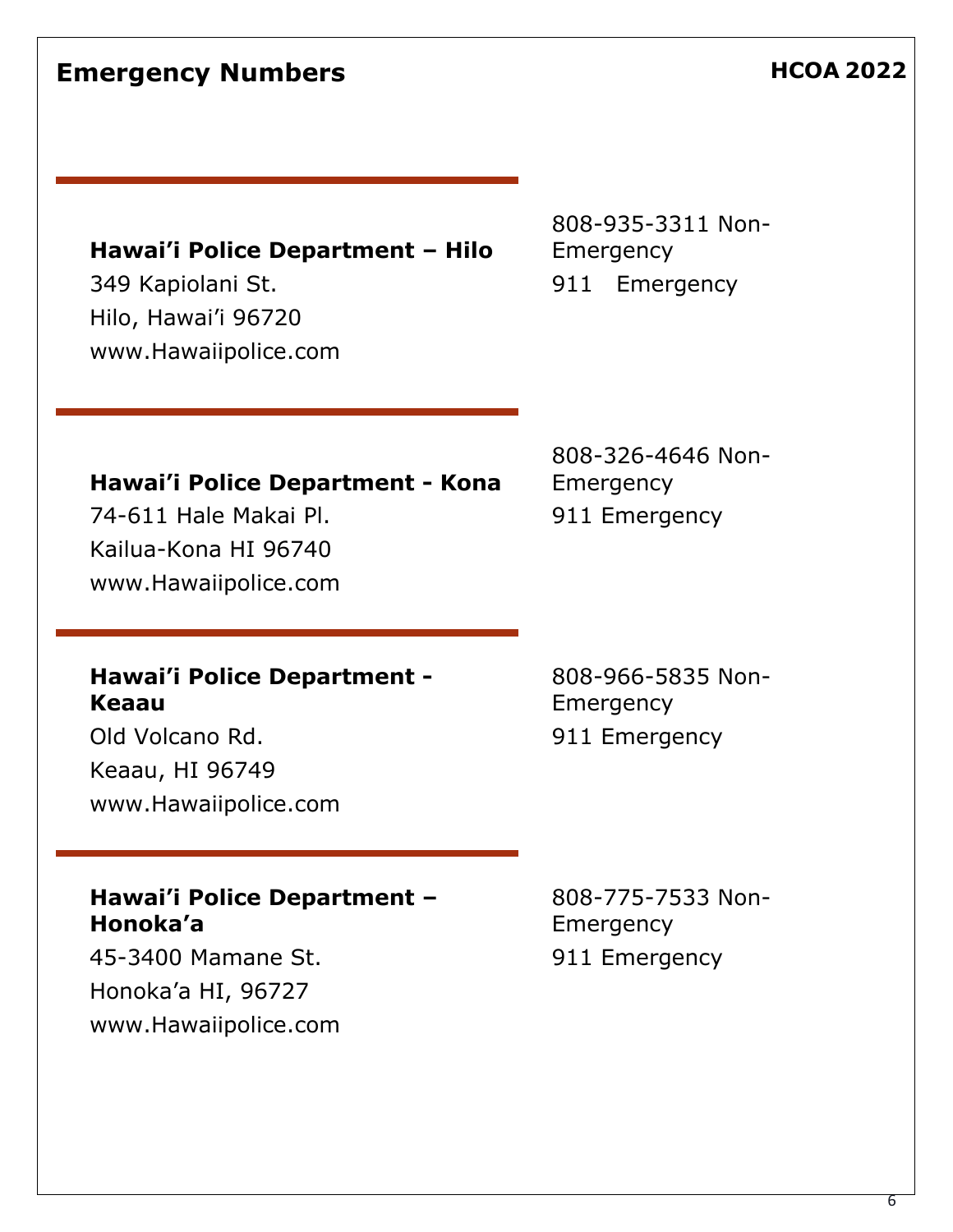# Emergency Numbers

HCOA 2022

---

**Hawai'i Police Department – Hilo**
349 Kapiolani St.
Hilo, Hawai'i 96720
www.Hawaiipolice.com

808-935-3311 Non-Emergency
911 Emergency

---

**Hawai'i Police Department - Kona**
74-611 Hale Makai Pl.
Kailua-Kona HI 96740
www.Hawaiipolice.com

808-326-4646 Non-Emergency
911 Emergency

---

**Hawai'i Police Department - Keaau**
Old Volcano Rd.
Keaau, HI 96749
www.Hawaiipolice.com

808-966-5835 Non-Emergency
911 Emergency

---

**Hawai'i Police Department – Honoka'a**
45-3400 Mamane St.
Honoka'a HI, 96727
www.Hawaiipolice.com

808-775-7533 Non-Emergency
911 Emergency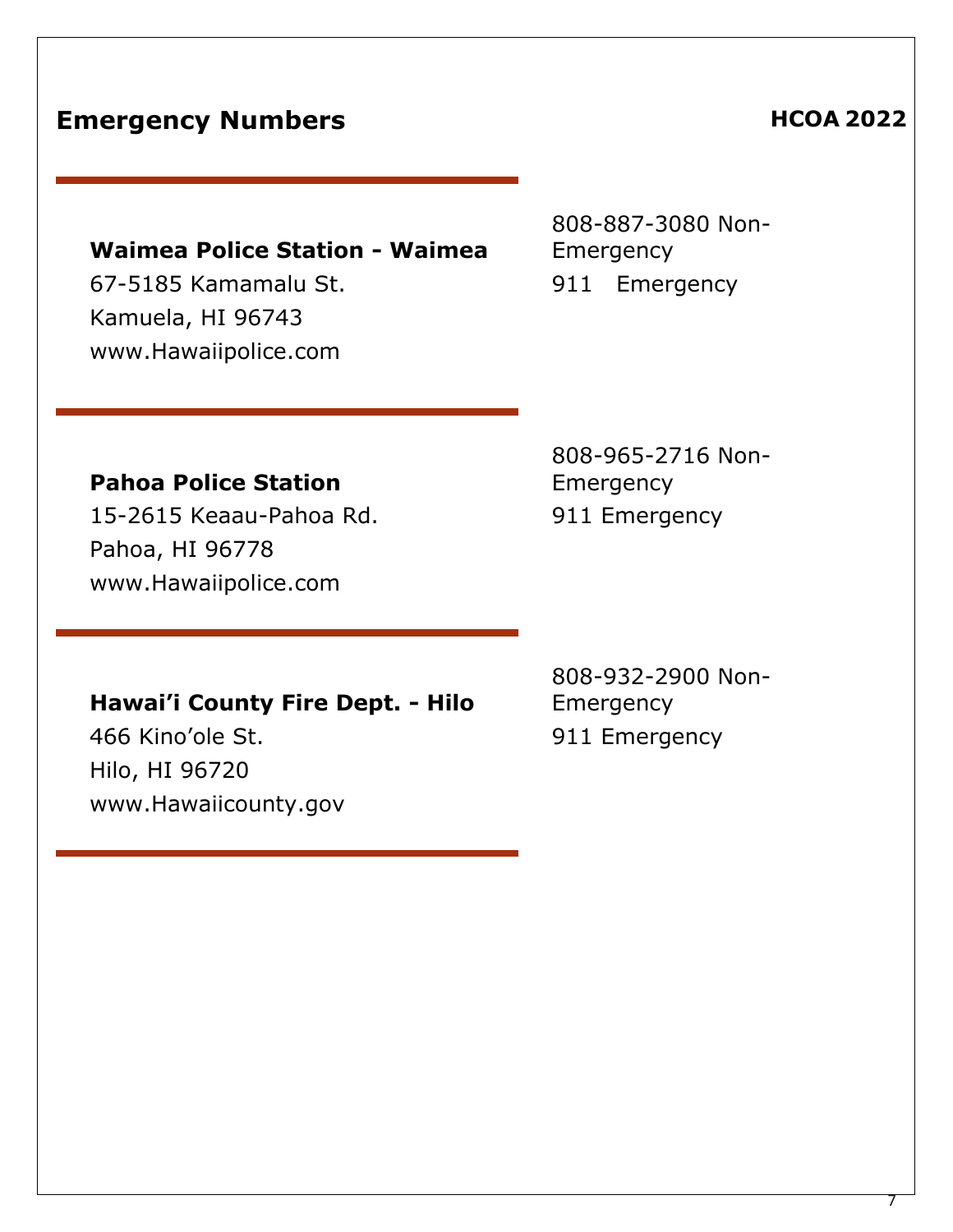## Emergency Numbers

**HCOA 2022**

---

**Waimea Police Station - Waimea**
67-5185 Kamamalu St.
Kamuela, HI 96743
www.Hawaiipolice.com

808-887-3080 Non-Emergency
911 Emergency

---

**Pahoa Police Station**
15-2615 Keaau-Pahoa Rd.
Pahoa, HI 96778
www.Hawaiipolice.com

808-965-2716 Non-Emergency
911 Emergency

---

**Hawai'i County Fire Dept. - Hilo**
466 Kino'ole St.
Hilo, HI 96720
www.Hawaiicounty.gov

808-932-2900 Non-Emergency
911 Emergency

---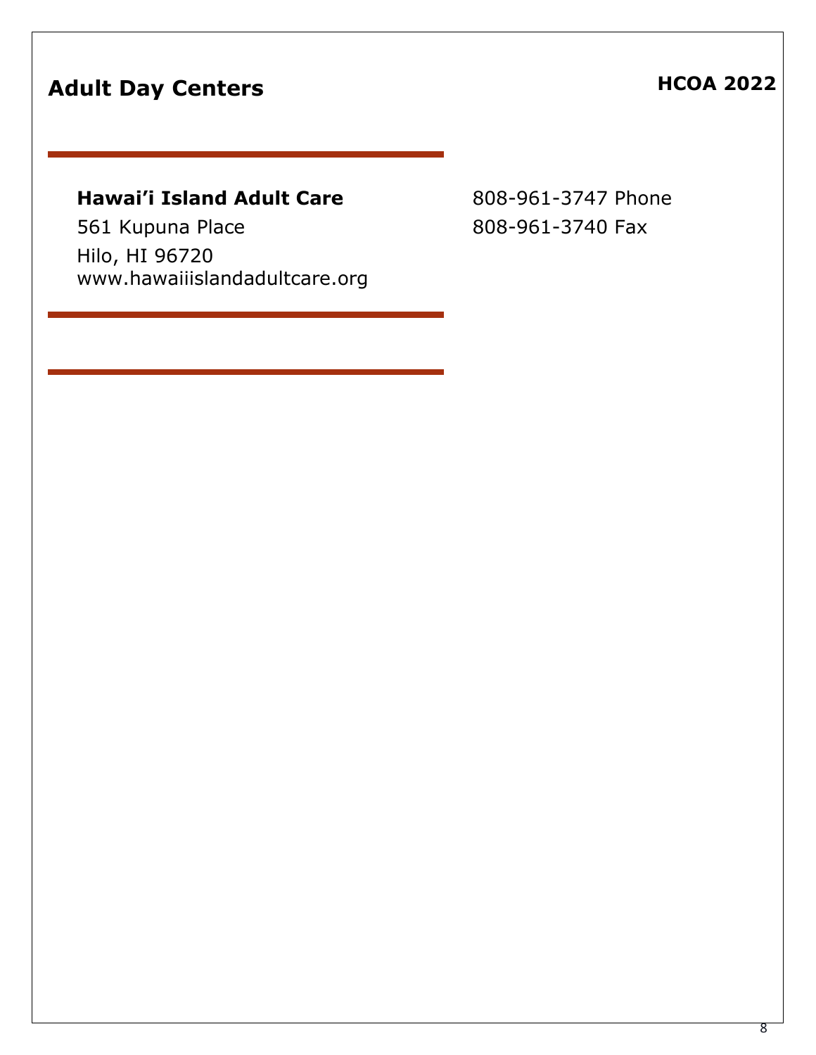# Adult Day Centers

**HCOA 2022**

---

**Hawai'i Island Adult Care**
561 Kupuna Place
Hilo, HI 96720
www.hawaiiislandadultcare.org

808-961-3747 Phone
808-961-3740 Fax

---

---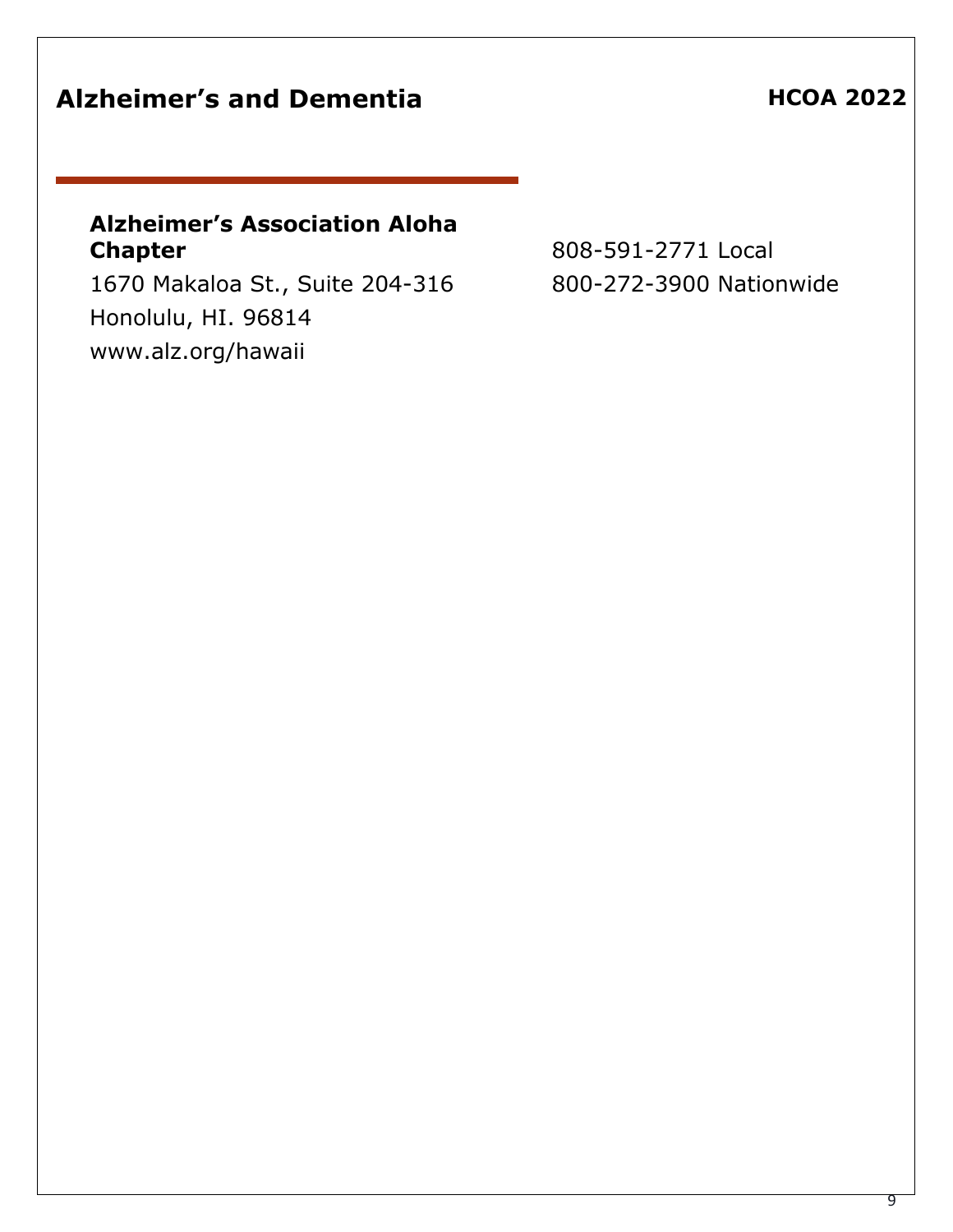# Alzheimer's and Dementia

**Alzheimer's Association Aloha Chapter**
1670 Makaloa St., Suite 204-316
Honolulu, HI. 96814
www.alz.org/hawaii

808-591-2771 Local
800-272-3900 Nationwide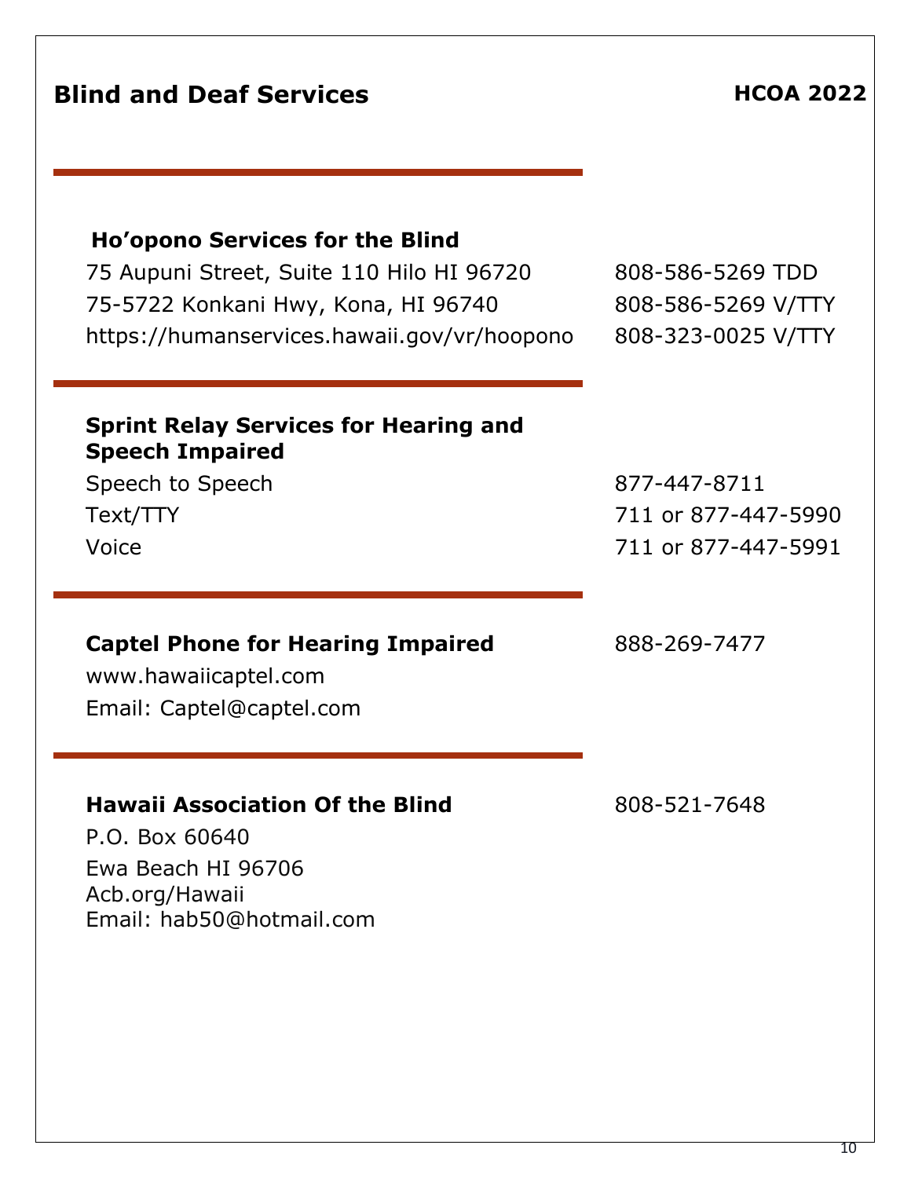# Blind and Deaf Services

**HCOA 2022**

---

**Ho'opono Services for the Blind**

75 Aupuni Street, Suite 110 Hilo HI 96720 — 808-586-5269 TDD

75-5722 Konkani Hwy, Kona, HI 96740 — 808-586-5269 V/TTY

https://humanservices.hawaii.gov/vr/hoopono — 808-323-0025 V/TTY

---

**Sprint Relay Services for Hearing and Speech Impaired**

Speech to Speech — 877-447-8711

Text/TTY — 711 or 877-447-5990

Voice — 711 or 877-447-5991

---

**Captel Phone for Hearing Impaired** — 888-269-7477

www.hawaiicaptel.com

Email: Captel@captel.com

---

**Hawaii Association Of the Blind** — 808-521-7648

P.O. Box 60640

Ewa Beach HI 96706

Acb.org/Hawaii

Email: hab50@hotmail.com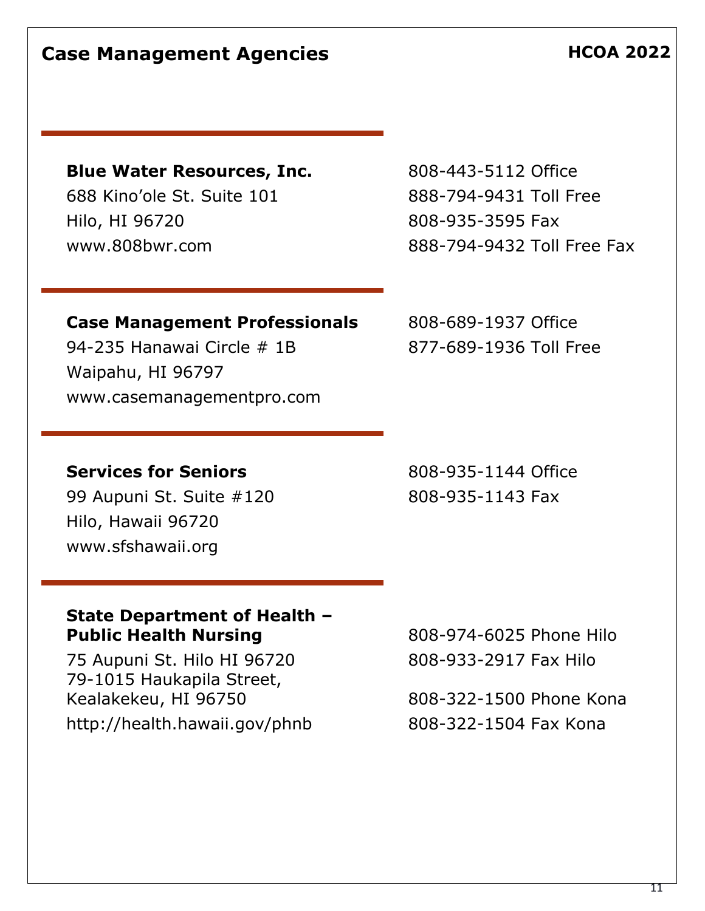# Case Management Agencies

**HCOA 2022**

---

**Blue Water Resources, Inc.**
688 Kino'ole St. Suite 101
Hilo, HI 96720
www.808bwr.com

808-443-5112 Office
888-794-9431 Toll Free
808-935-3595 Fax
888-794-9432 Toll Free Fax

---

**Case Management Professionals**
94-235 Hanawai Circle # 1B
Waipahu, HI 96797
www.casemanagementpro.com

808-689-1937 Office
877-689-1936 Toll Free

---

**Services for Seniors**
99 Aupuni St. Suite #120
Hilo, Hawaii 96720
www.sfshawaii.org

808-935-1144 Office
808-935-1143 Fax

---

**State Department of Health – Public Health Nursing**
75 Aupuni St. Hilo HI 96720
79-1015 Haukapila Street,
Kealakekeu, HI 96750
http://health.hawaii.gov/phnb

808-974-6025 Phone Hilo
808-933-2917 Fax Hilo

808-322-1500 Phone Kona
808-322-1504 Fax Kona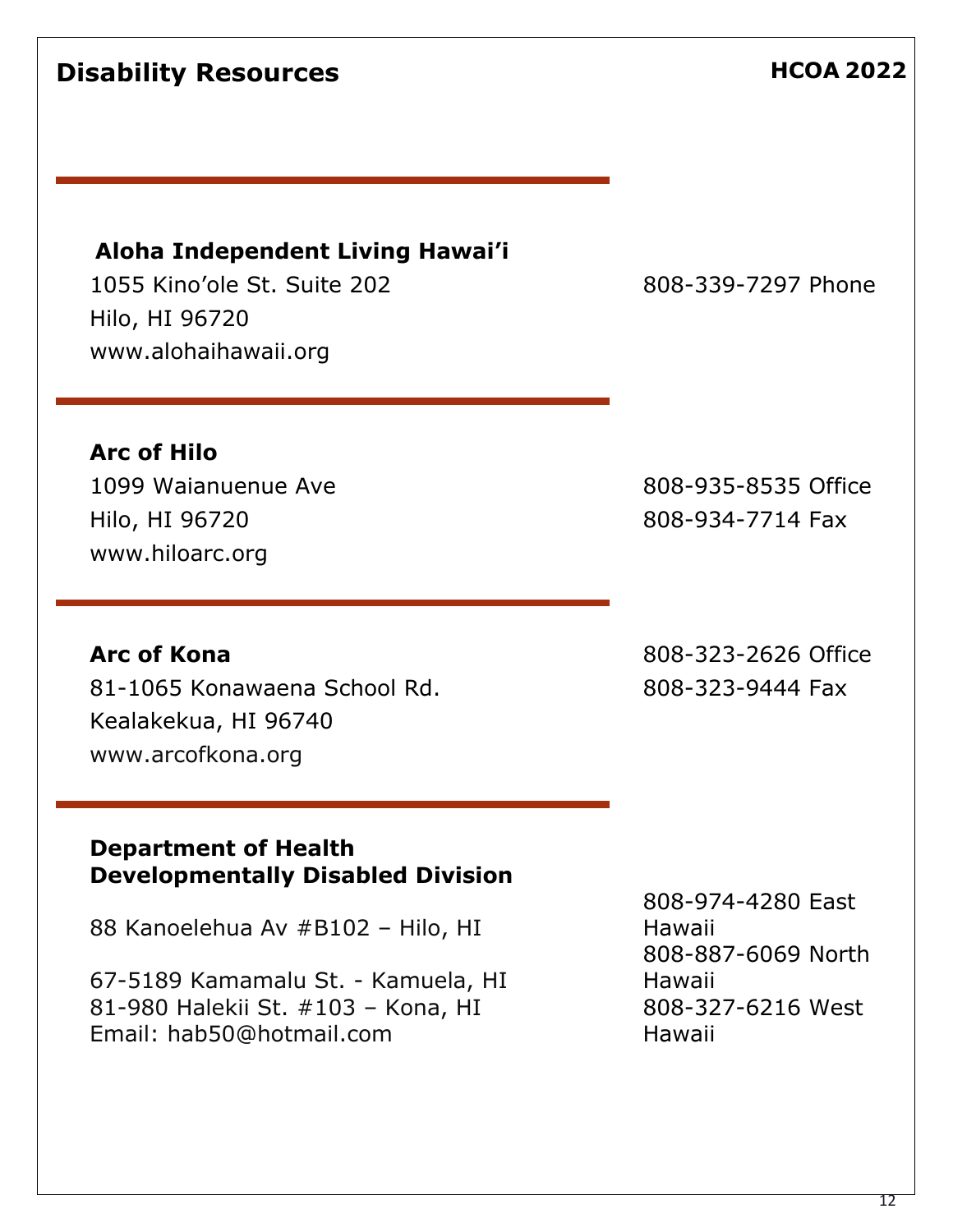# Disability Resources

**Aloha Independent Living Hawai'i**
1055 Kino'ole St. Suite 202
Hilo, HI 96720
www.alohaihawaii.org

808-339-7297 Phone

---

**Arc of Hilo**
1099 Waianuenue Ave
Hilo, HI 96720
www.hiloarc.org

808-935-8535 Office
808-934-7714 Fax

---

**Arc of Kona**
81-1065 Konawaena School Rd.
Kealakekua, HI 96740
www.arcofkona.org

808-323-2626 Office
808-323-9444 Fax

---

**Department of Health**
**Developmentally Disabled Division**

88 Kanoelehua Av #B102 – Hilo, HI

67-5189 Kamamalu St. - Kamuela, HI
81-980 Halekii St. #103 – Kona, HI
Email: hab50@hotmail.com

808-974-4280 East Hawaii
808-887-6069 North Hawaii
808-327-6216 West Hawaii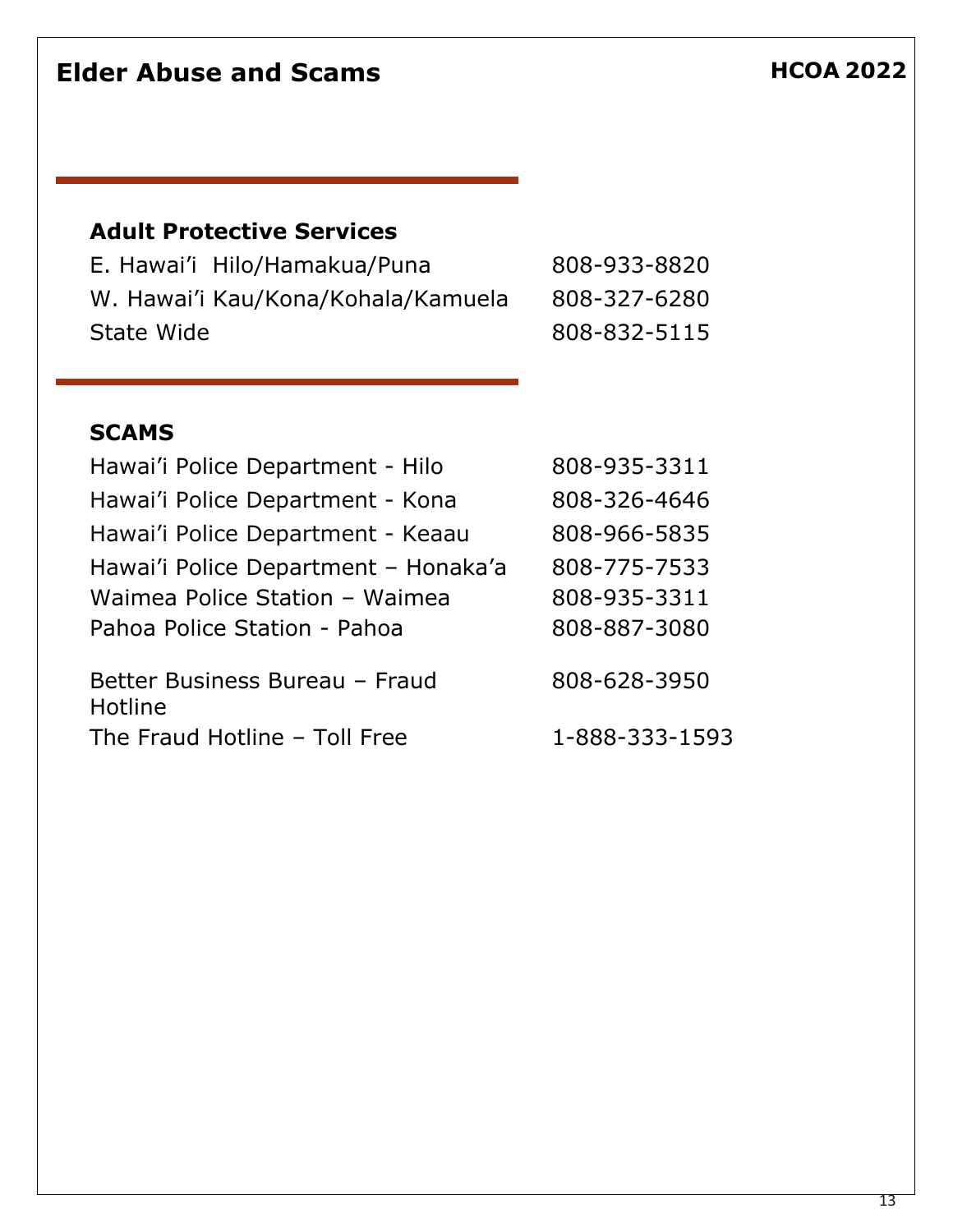# Elder Abuse and Scams

**HCOA 2022**

## Adult Protective Services

| | |
|---|---|
| E. Hawai'i Hilo/Hamakua/Puna | 808-933-8820 |
| W. Hawai'i Kau/Kona/Kohala/Kamuela | 808-327-6280 |
| State Wide | 808-832-5115 |

## SCAMS

| | |
|---|---|
| Hawai'i Police Department - Hilo | 808-935-3311 |
| Hawai'i Police Department - Kona | 808-326-4646 |
| Hawai'i Police Department - Keaau | 808-966-5835 |
| Hawai'i Police Department – Honaka'a | 808-775-7533 |
| Waimea Police Station – Waimea | 808-935-3311 |
| Pahoa Police Station - Pahoa | 808-887-3080 |
| Better Business Bureau – Fraud Hotline | 808-628-3950 |
| The Fraud Hotline – Toll Free | 1-888-333-1593 |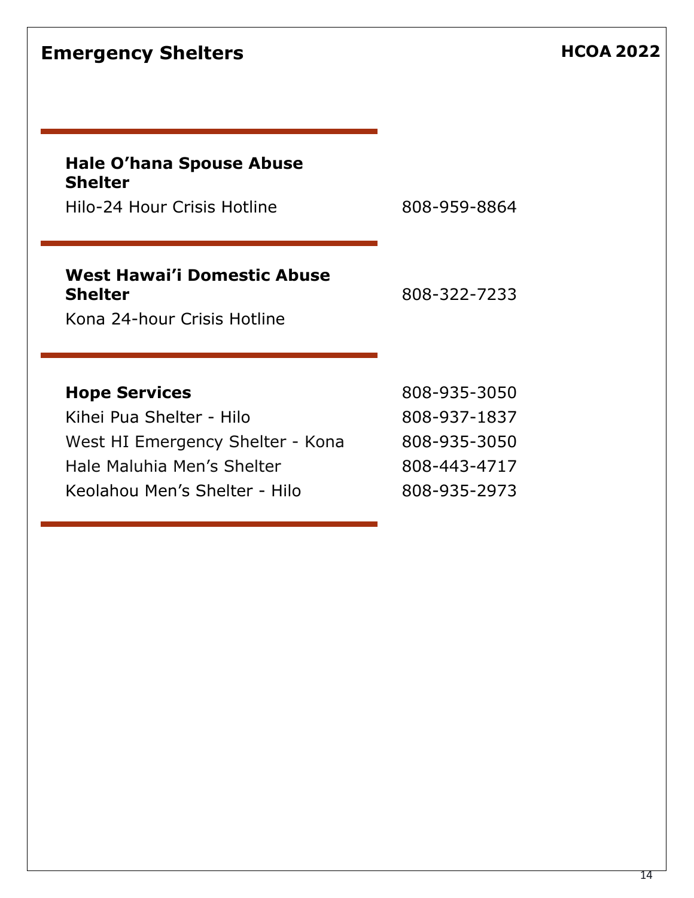# Emergency Shelters

**HCOA 2022**

---

**Hale O'hana Spouse Abuse Shelter**

Hilo-24 Hour Crisis Hotline 808-959-8864

---

**West Hawai'i Domestic Abuse Shelter** 808-322-7233

Kona 24-hour Crisis Hotline

---

**Hope Services** 808-935-3050

Kihei Pua Shelter - Hilo 808-937-1837

West HI Emergency Shelter - Kona 808-935-3050

Hale Maluhia Men's Shelter 808-443-4717

Keolahou Men's Shelter - Hilo 808-935-2973

---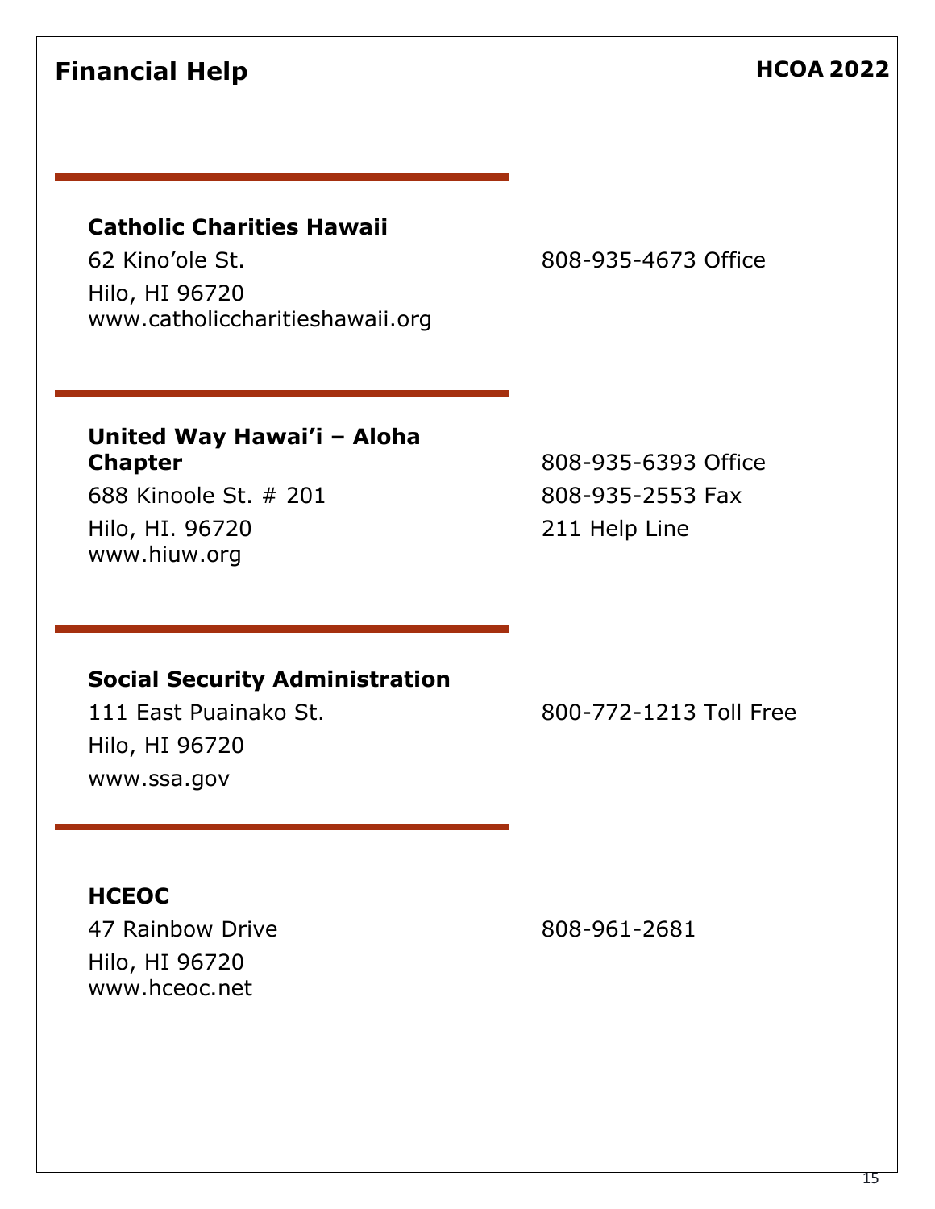# Financial Help

**Catholic Charities Hawaii**
62 Kino'ole St.
Hilo, HI 96720
www.catholiccharitieshawaii.org

808-935-4673 Office

---

**United Way Hawai'i – Aloha Chapter**
688 Kinoole St. # 201
Hilo, HI. 96720
www.hiuw.org

808-935-6393 Office
808-935-2553 Fax
211 Help Line

---

**Social Security Administration**
111 East Puainako St.
Hilo, HI 96720
www.ssa.gov

800-772-1213 Toll Free

---

**HCEOC**
47 Rainbow Drive
Hilo, HI 96720
www.hceoc.net

808-961-2681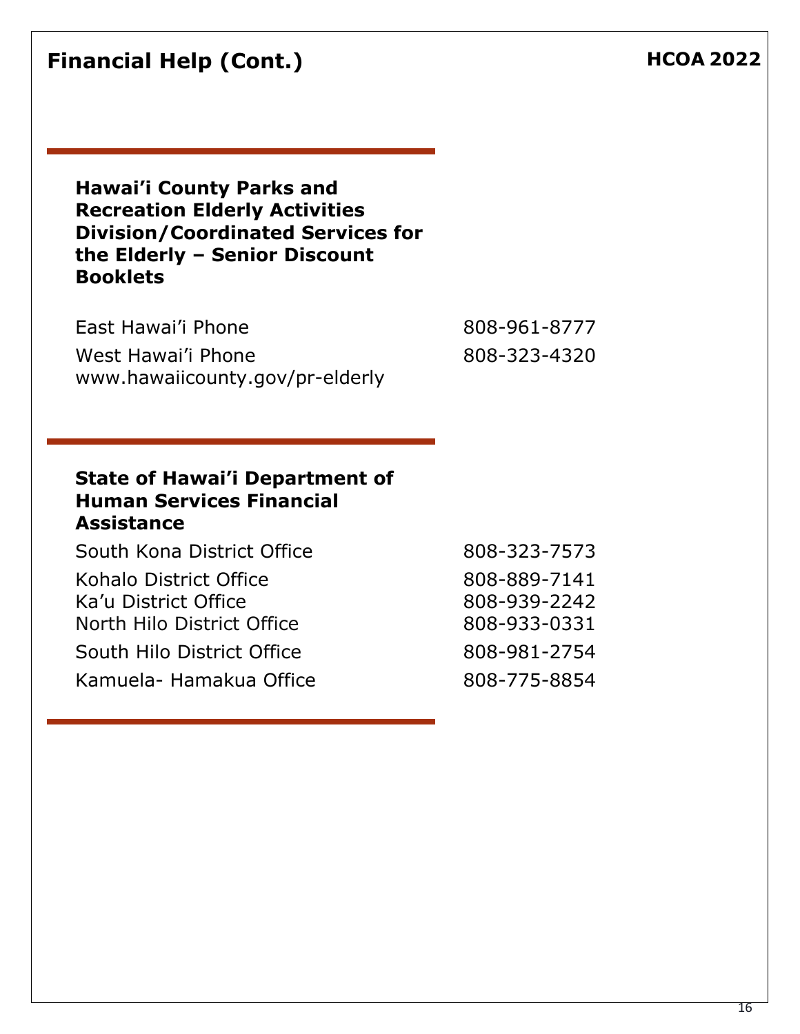# Financial Help (Cont.)

---

### Hawai'i County Parks and Recreation Elderly Activities Division/Coordinated Services for the Elderly – Senior Discount Booklets

| | |
|---|---|
| East Hawai'i Phone | 808-961-8777 |
| West Hawai'i Phone | 808-323-4320 |

www.hawaiicounty.gov/pr-elderly

---

### State of Hawai'i Department of Human Services Financial Assistance

| | |
|---|---|
| South Kona District Office | 808-323-7573 |
| Kohalo District Office | 808-889-7141 |
| Ka'u District Office | 808-939-2242 |
| North Hilo District Office | 808-933-0331 |
| South Hilo District Office | 808-981-2754 |
| Kamuela- Hamakua Office | 808-775-8854 |

---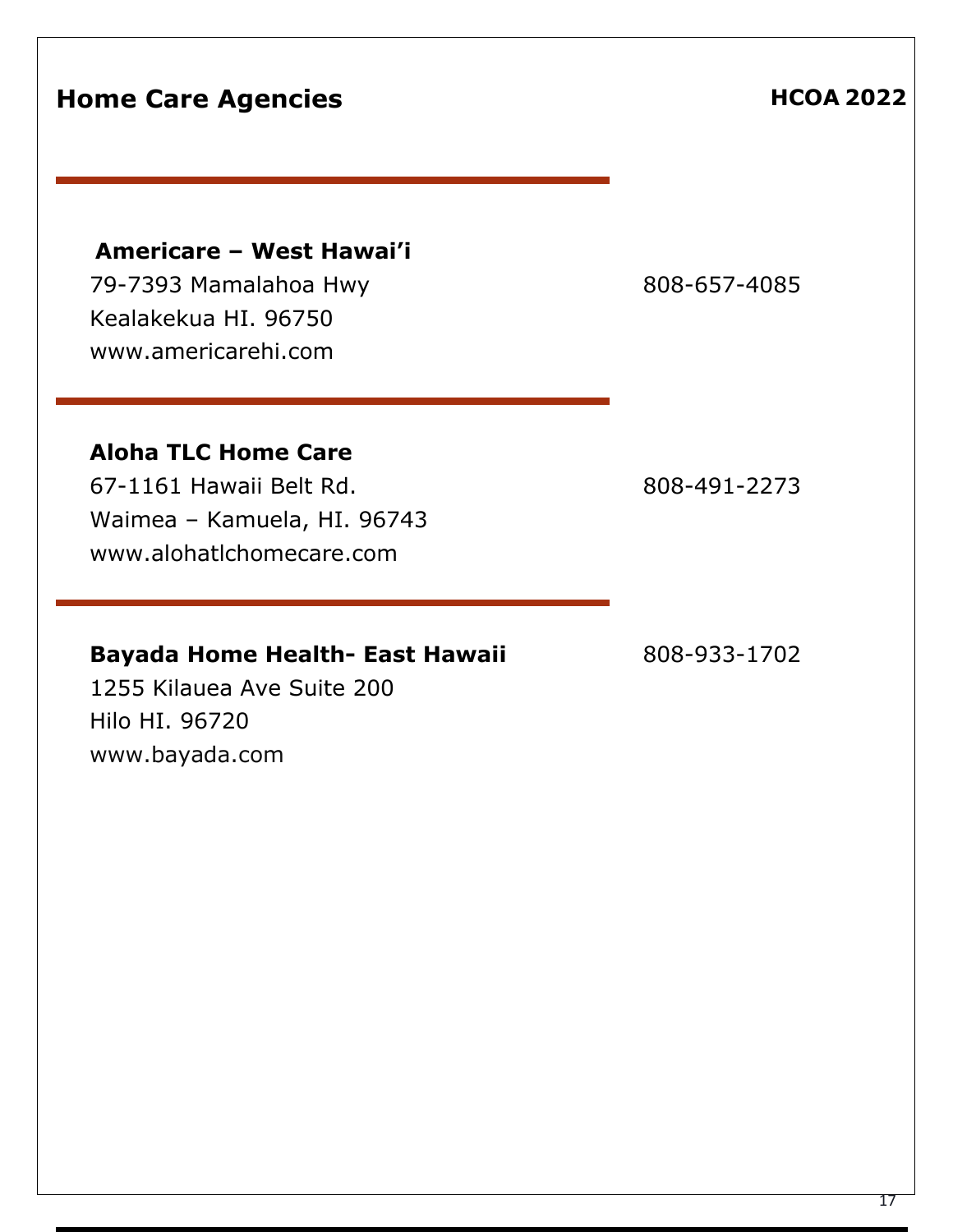## Home Care Agencies

**HCOA 2022**

---

**Americare – West Hawai'i**

79-7393 Mamalahoa Hwy — 808-657-4085

Kealakekua HI. 96750

www.americarehi.com

---

**Aloha TLC Home Care**

67-1161 Hawaii Belt Rd. — 808-491-2273

Waimea – Kamuela, HI. 96743

www.alohatlchomecare.com

---

**Bayada Home Health- East Hawaii** — 808-933-1702

1255 Kilauea Ave Suite 200

Hilo HI. 96720

www.bayada.com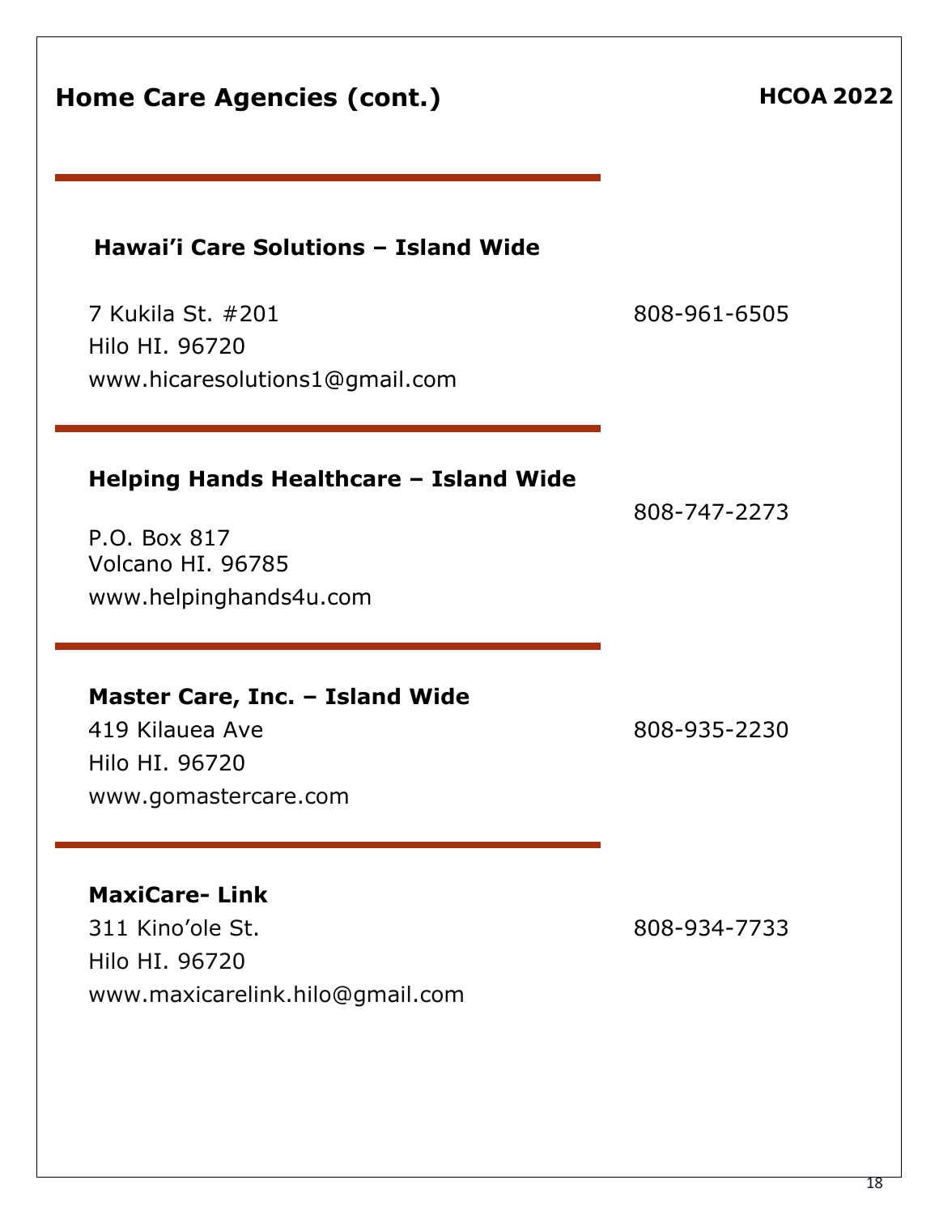# Home Care Agencies (cont.)

---

### Hawai'i Care Solutions – Island Wide

7 Kukila St. #201
Hilo HI. 96720
www.hicaresolutions1@gmail.com

808-961-6505

---

### Helping Hands Healthcare – Island Wide

P.O. Box 817
Volcano HI. 96785
www.helpinghands4u.com

808-747-2273

---

### Master Care, Inc. – Island Wide

419 Kilauea Ave
Hilo HI. 96720
www.gomastercare.com

808-935-2230

---

### MaxiCare- Link

311 Kino'ole St.
Hilo HI. 96720
www.maxicarelink.hilo@gmail.com

808-934-7733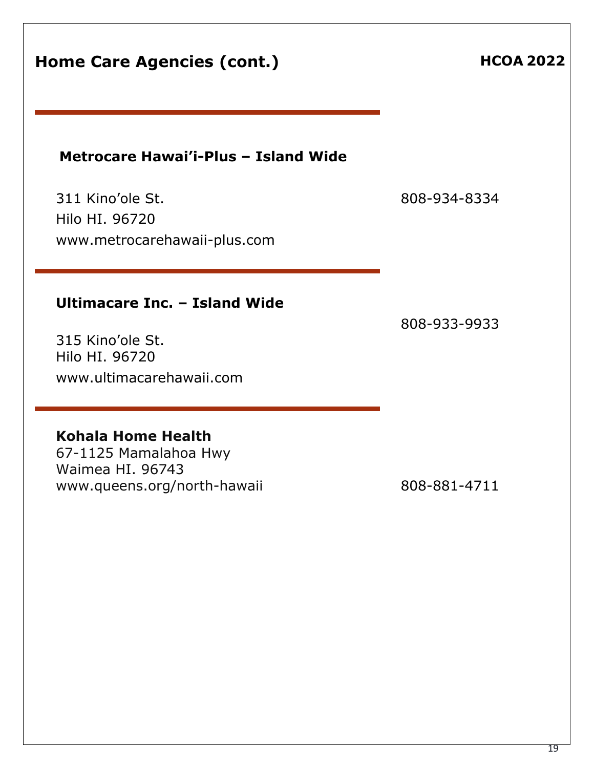# Home Care Agencies (cont.)

HCOA 2022

---

### Metrocare Hawai'i-Plus – Island Wide

311 Kino'ole St.  
Hilo HI. 96720  
www.metrocarehawaii-plus.com

808-934-8334

---

### Ultimacare Inc. – Island Wide

315 Kino'ole St.  
Hilo HI. 96720  
www.ultimacarehawaii.com

808-933-9933

---

### Kohala Home Health

67-1125 Mamalahoa Hwy  
Waimea HI. 96743  
www.queens.org/north-hawaii

808-881-4711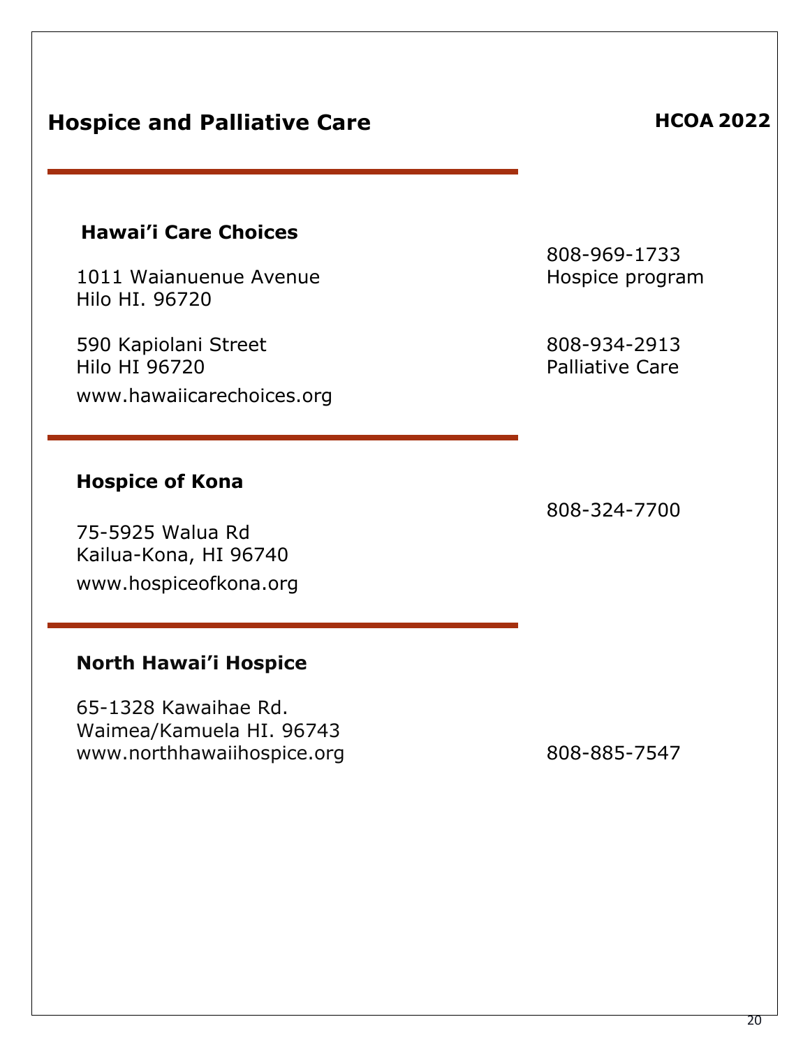# Hospice and Palliative Care

**HCOA 2022**

---

### Hawai'i Care Choices

1011 Waianuenue Avenue
Hilo HI. 96720

808-969-1733
Hospice program

590 Kapiolani Street
Hilo HI 96720

808-934-2913
Palliative Care

www.hawaiicarechoices.org

---

### Hospice of Kona

75-5925 Walua Rd
Kailua-Kona, HI 96740

808-324-7700

www.hospiceofkona.org

---

### North Hawai'i Hospice

65-1328 Kawaihae Rd.
Waimea/Kamuela HI. 96743
www.northhawaiihospice.org

808-885-7547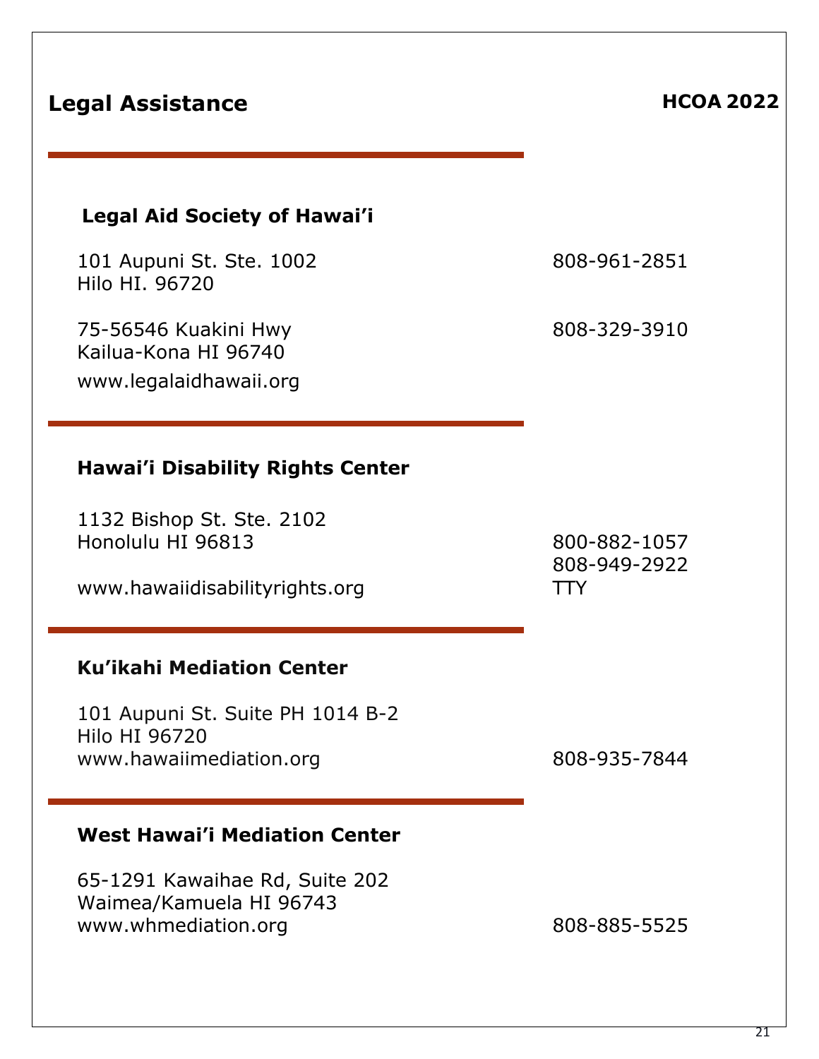# Legal Assistance

**HCOA 2022**

## Legal Aid Society of Hawai'i

101 Aupuni St. Ste. 1002
Hilo HI. 96720
808-961-2851

75-56546 Kuakini Hwy
Kailua-Kona HI 96740
808-329-3910

www.legalaidhawaii.org

## Hawai'i Disability Rights Center

1132 Bishop St. Ste. 2102
Honolulu HI 96813
800-882-1057
808-949-2922 TTY

www.hawaiidisabilityrights.org

## Ku'ikahi Mediation Center

101 Aupuni St. Suite PH 1014 B-2
Hilo HI 96720
www.hawaiimediation.org
808-935-7844

## West Hawai'i Mediation Center

65-1291 Kawaihae Rd, Suite 202
Waimea/Kamuela HI 96743
www.whmediation.org
808-885-5525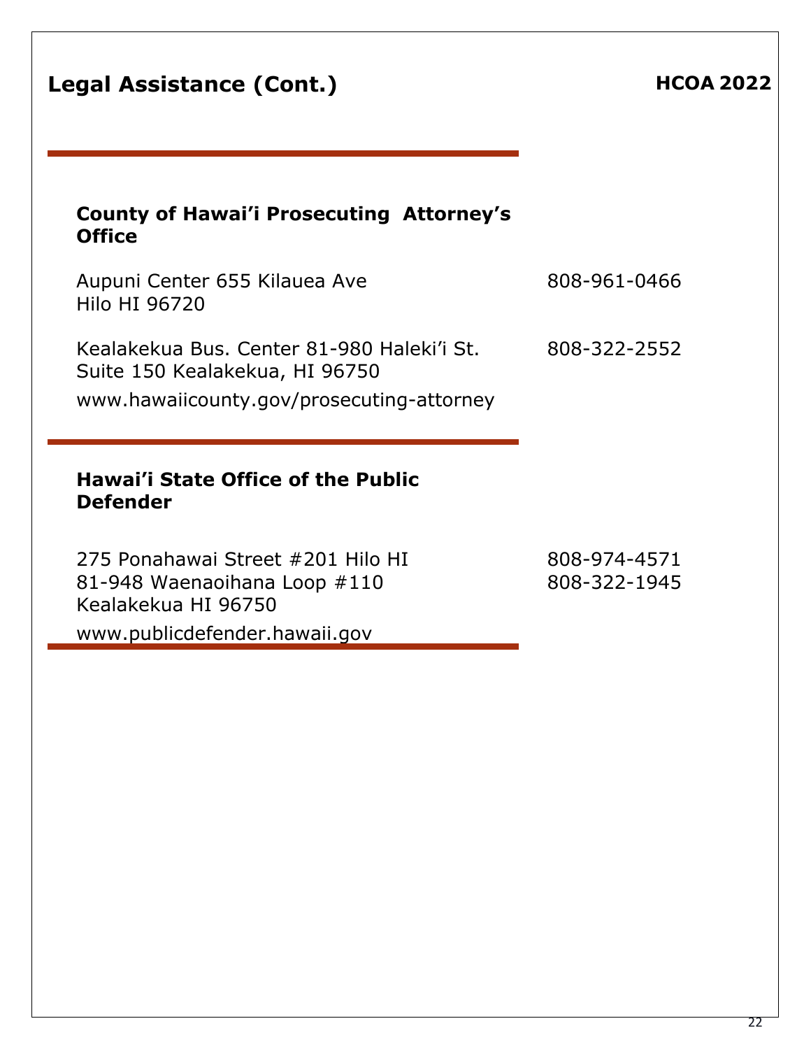# Legal Assistance (Cont.)

**HCOA 2022**

## County of Hawai'i Prosecuting Attorney's Office

Aupuni Center 655 Kilauea Ave
Hilo HI 96720 — 808-961-0466

Kealakekua Bus. Center 81-980 Haleki'i St.
Suite 150 Kealakekua, HI 96750 — 808-322-2552

www.hawaiicounty.gov/prosecuting-attorney

## Hawai'i State Office of the Public Defender

275 Ponahawai Street #201 Hilo HI — 808-974-4571
81-948 Waenaoihana Loop #110
Kealakekua HI 96750 — 808-322-1945

www.publicdefender.hawaii.gov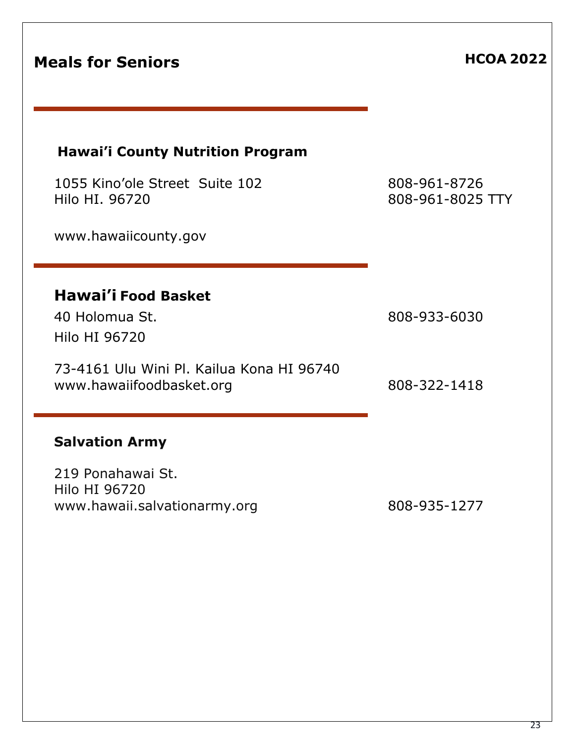# Meals for Seniors

**HCOA 2022**

---

## Hawai'i County Nutrition Program

1055 Kino'ole Street  Suite 102
Hilo HI. 96720

808-961-8726
808-961-8025 TTY

www.hawaiicounty.gov

---

## Hawai'i Food Basket

40 Holomua St.
Hilo HI 96720

808-933-6030

73-4161 Ulu Wini Pl. Kailua Kona HI 96740
www.hawaiifoodbasket.org

808-322-1418

---

## Salvation Army

219 Ponahawai St.
Hilo HI 96720
www.hawaii.salvationarmy.org

808-935-1277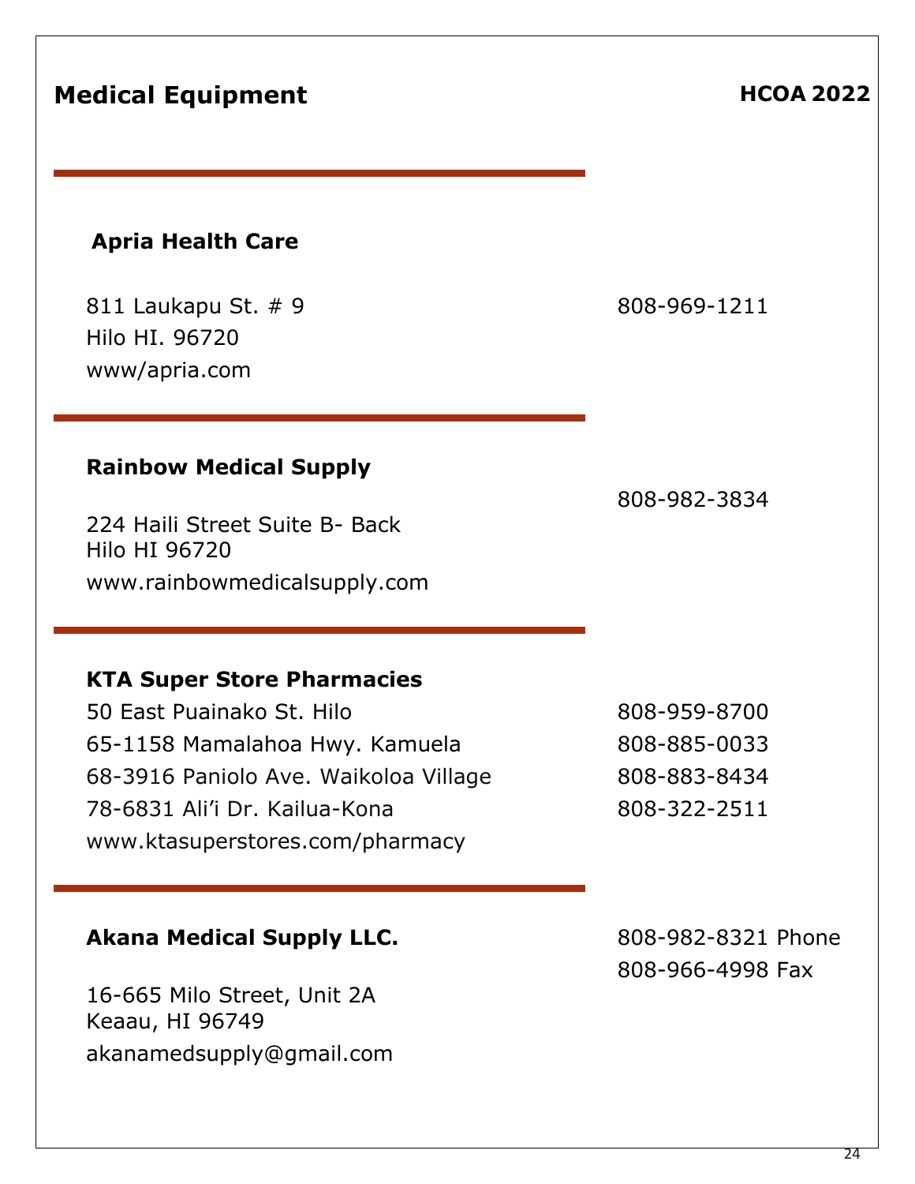# Medical Equipment

**HCOA 2022**

---

### Apria Health Care

811 Laukapu St. # 9
Hilo HI. 96720
www/apria.com

808-969-1211

---

### Rainbow Medical Supply

224 Haili Street Suite B- Back
Hilo HI 96720
www.rainbowmedicalsupply.com

808-982-3834

---

### KTA Super Store Pharmacies

50 East Puainako St. Hilo — 808-959-8700
65-1158 Mamalahoa Hwy. Kamuela — 808-885-0033
68-3916 Paniolo Ave. Waikoloa Village — 808-883-8434
78-6831 Ali'i Dr. Kailua-Kona — 808-322-2511
www.ktasuperstores.com/pharmacy

---

### Akana Medical Supply LLC.

16-665 Milo Street, Unit 2A
Keaau, HI 96749
akanamedsupply@gmail.com

808-982-8321 Phone
808-966-4998 Fax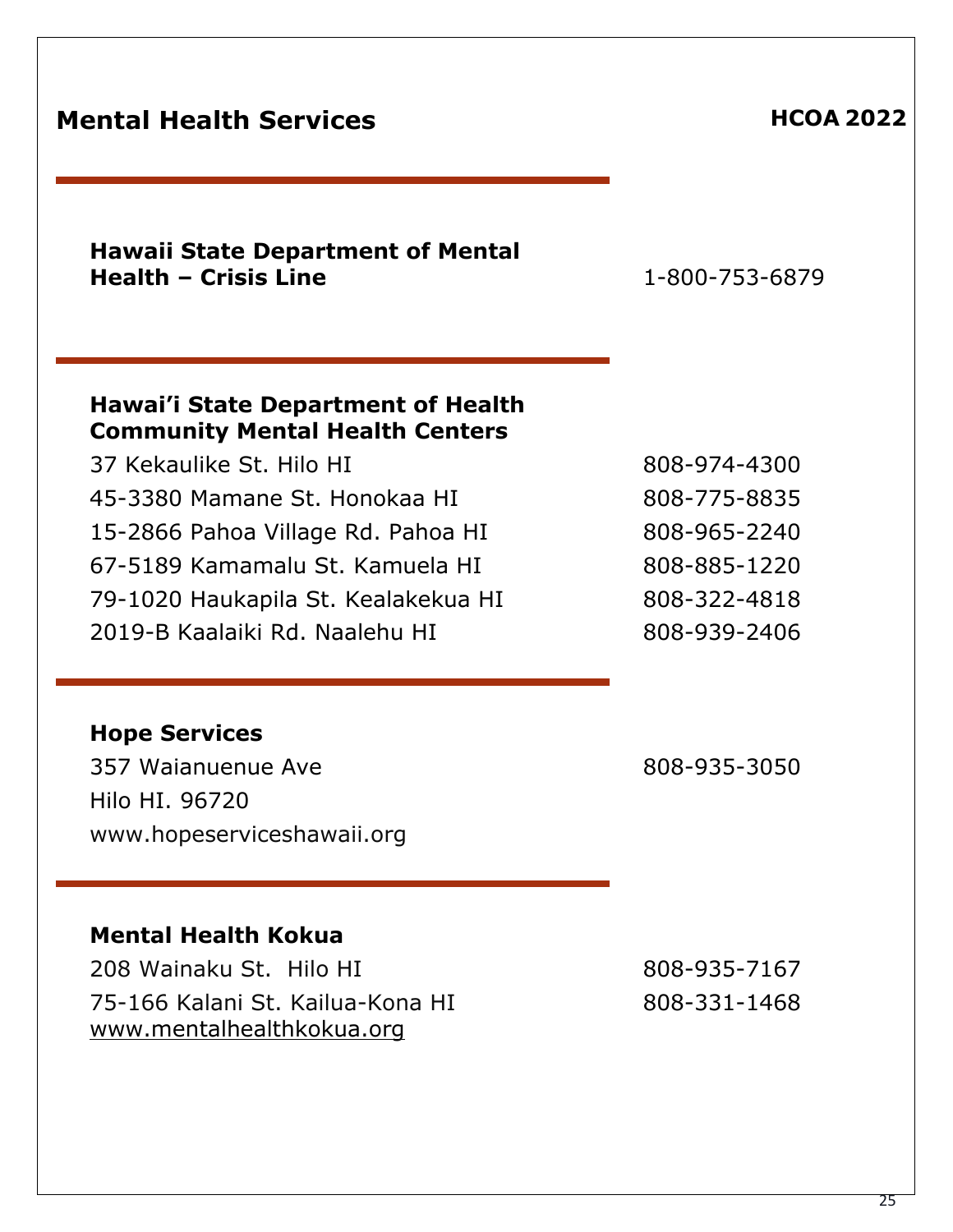# Mental Health Services

---

**Hawaii State Department of Mental Health – Crisis Line** 1-800-753-6879

---

**Hawai'i State Department of Health Community Mental Health Centers**

| Address | Phone |
|---|---|
| 37 Kekaulike St. Hilo HI | 808-974-4300 |
| 45-3380 Mamane St. Honokaa HI | 808-775-8835 |
| 15-2866 Pahoa Village Rd. Pahoa HI | 808-965-2240 |
| 67-5189 Kamamalu St. Kamuela HI | 808-885-1220 |
| 79-1020 Haukapila St. Kealakekua HI | 808-322-4818 |
| 2019-B Kaalaiki Rd. Naalehu HI | 808-939-2406 |

---

**Hope Services**

357 Waianuenue Ave 808-935-3050
Hilo HI. 96720
www.hopeserviceshawaii.org

---

**Mental Health Kokua**

208 Wainaku St. Hilo HI 808-935-7167
75-166 Kalani St. Kailua-Kona HI 808-331-1468
www.mentalhealthkokua.org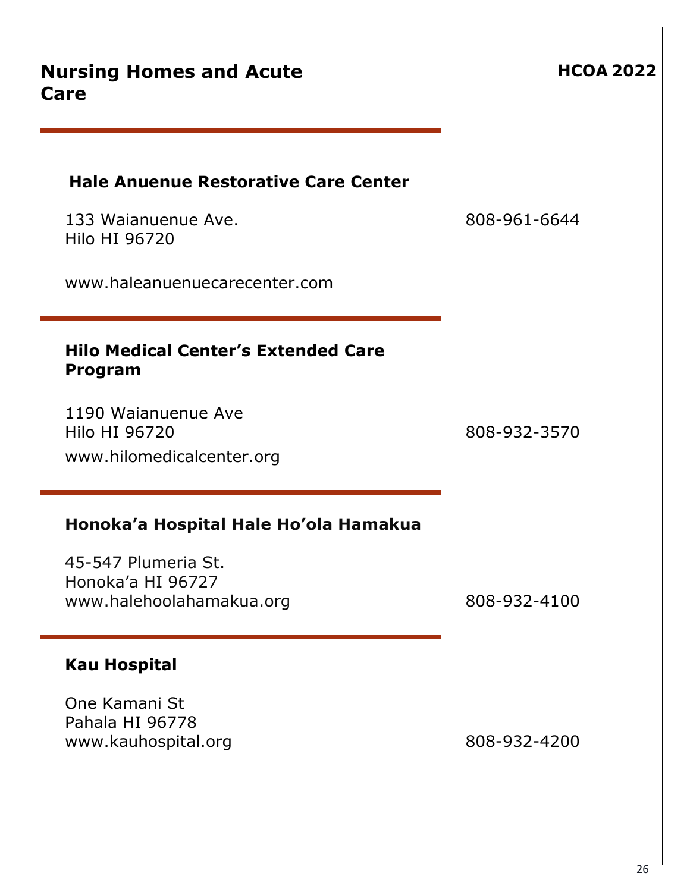# Nursing Homes and Acute Care

**HCOA 2022**

---

### Hale Anuenue Restorative Care Center

133 Waianuenue Ave.
Hilo HI 96720

808-961-6644

www.haleanuenuecarecenter.com

---

### Hilo Medical Center's Extended Care Program

1190 Waianuenue Ave
Hilo HI 96720

808-932-3570

www.hilomedicalcenter.org

---

### Honoka'a Hospital Hale Ho'ola Hamakua

45-547 Plumeria St.
Honoka'a HI 96727
www.halehoolahamakua.org

808-932-4100

---

### Kau Hospital

One Kamani St
Pahala HI 96778
www.kauhospital.org

808-932-4200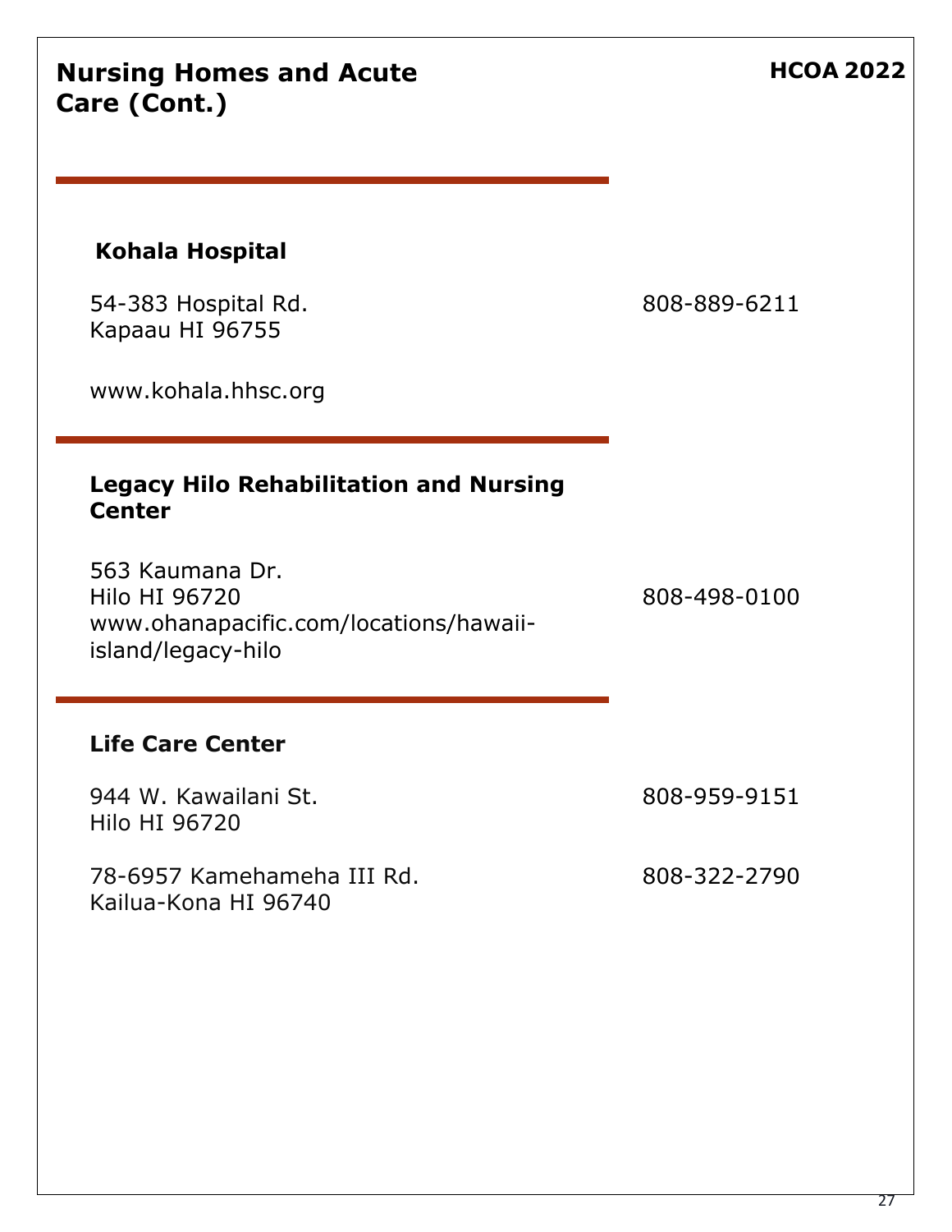# Nursing Homes and Acute Care (Cont.)

### Kohala Hospital

54-383 Hospital Rd.
Kapaau HI 96755

808-889-6211

www.kohala.hhsc.org

### Legacy Hilo Rehabilitation and Nursing Center

563 Kaumana Dr.
Hilo HI 96720
www.ohanapacific.com/locations/hawaii-island/legacy-hilo

808-498-0100

### Life Care Center

944 W. Kawailani St.
Hilo HI 96720

808-959-9151

78-6957 Kamehameha III Rd.
Kailua-Kona HI 96740

808-322-2790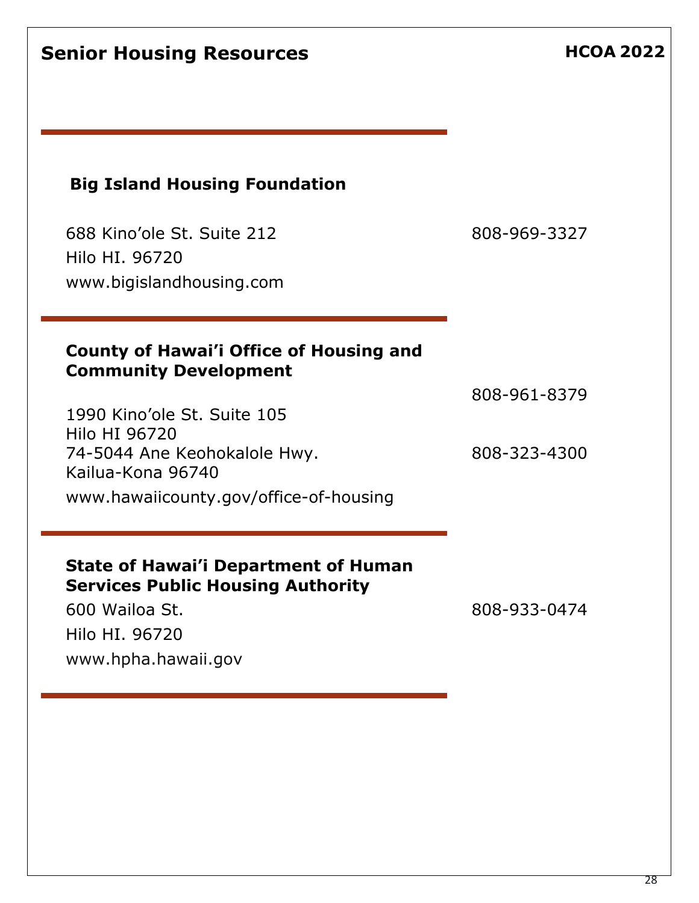# Senior Housing Resources

**HCOA 2022**

---

### Big Island Housing Foundation

688 Kino'ole St. Suite 212 — 808-969-3327
Hilo HI. 96720
www.bigislandhousing.com

---

### County of Hawai'i Office of Housing and Community Development

1990 Kino'ole St. Suite 105 — 808-961-8379
Hilo HI 96720
74-5044 Ane Keohokalole Hwy. — 808-323-4300
Kailua-Kona 96740
www.hawaiicounty.gov/office-of-housing

---

### State of Hawai'i Department of Human Services Public Housing Authority

600 Wailoa St. — 808-933-0474
Hilo HI. 96720
www.hpha.hawaii.gov

---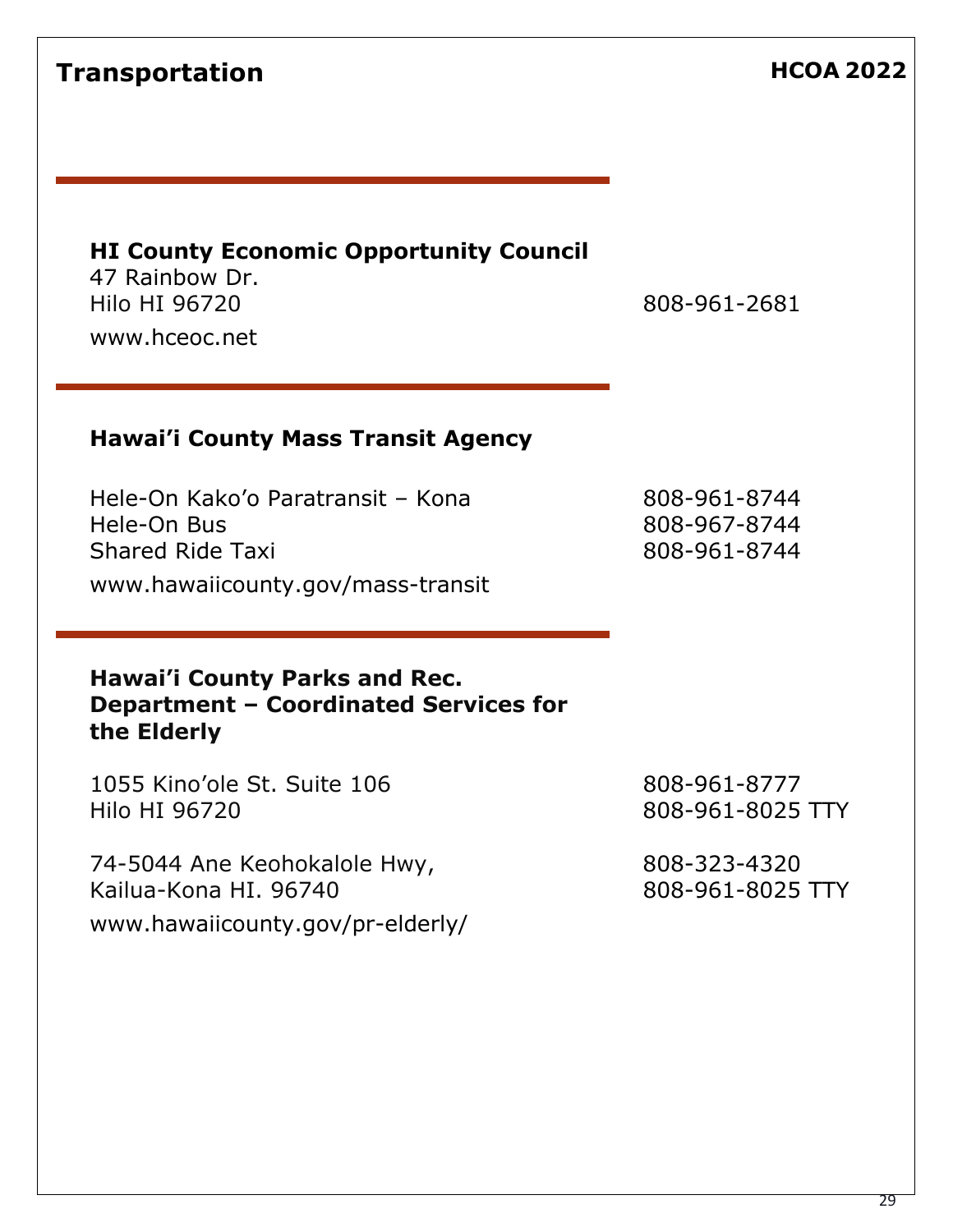# Transportation

---

### HI County Economic Opportunity Council

47 Rainbow Dr.
Hilo HI 96720 — 808-961-2681

www.hceoc.net

---

### Hawai'i County Mass Transit Agency

Hele-On Kako'o Paratransit – Kona — 808-961-8744
Hele-On Bus — 808-967-8744
Shared Ride Taxi — 808-961-8744

www.hawaiicounty.gov/mass-transit

---

### Hawai'i County Parks and Rec. Department – Coordinated Services for the Elderly

1055 Kino'ole St. Suite 106 — 808-961-8777
Hilo HI 96720 — 808-961-8025 TTY

74-5044 Ane Keohokalole Hwy, — 808-323-4320
Kailua-Kona HI. 96740 — 808-961-8025 TTY

www.hawaiicounty.gov/pr-elderly/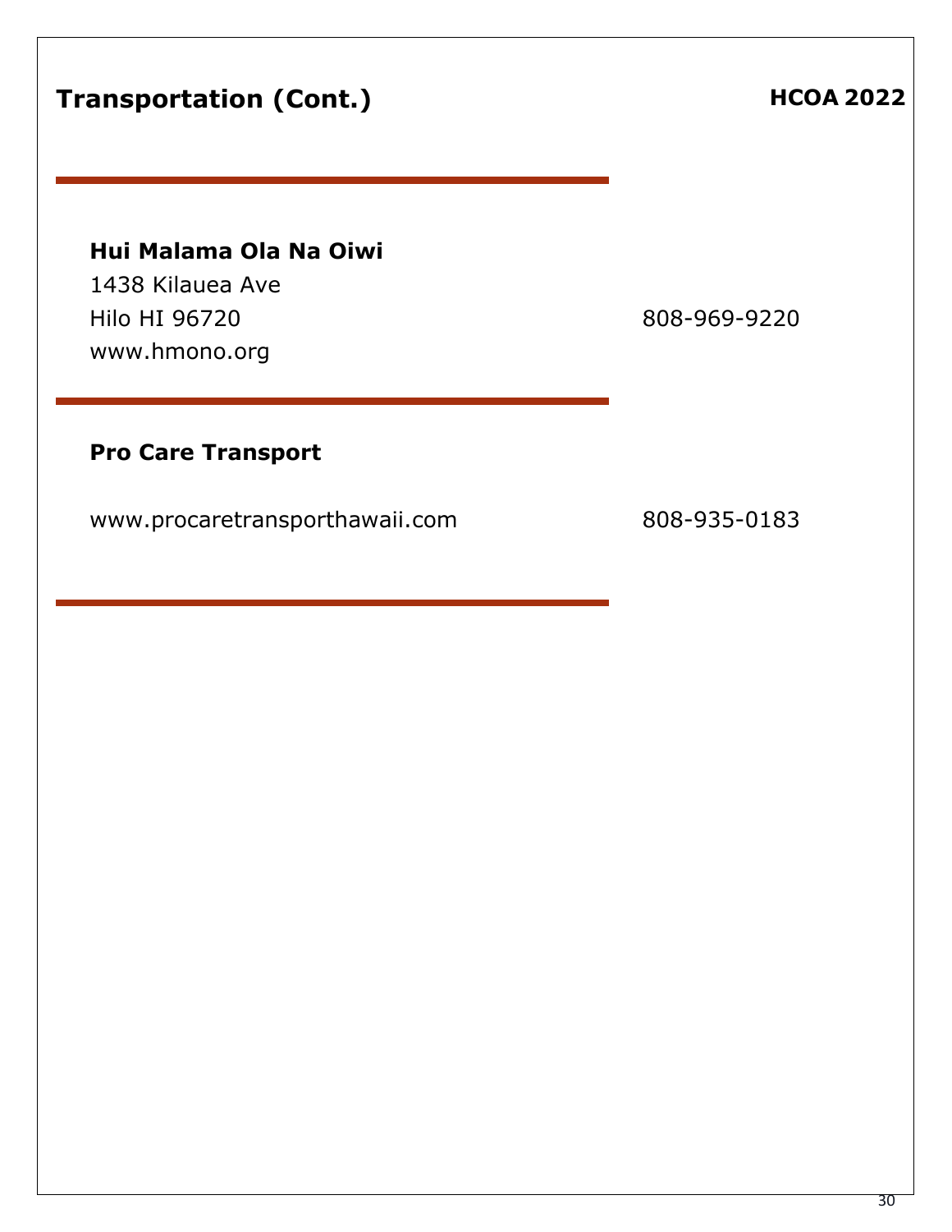# Transportation (Cont.)

---

**Hui Malama Ola Na Oiwi**
1438 Kilauea Ave
Hilo HI 96720 — 808-969-9220
www.hmono.org

---

**Pro Care Transport**

www.procaretransporthawaii.com — 808-935-0183

---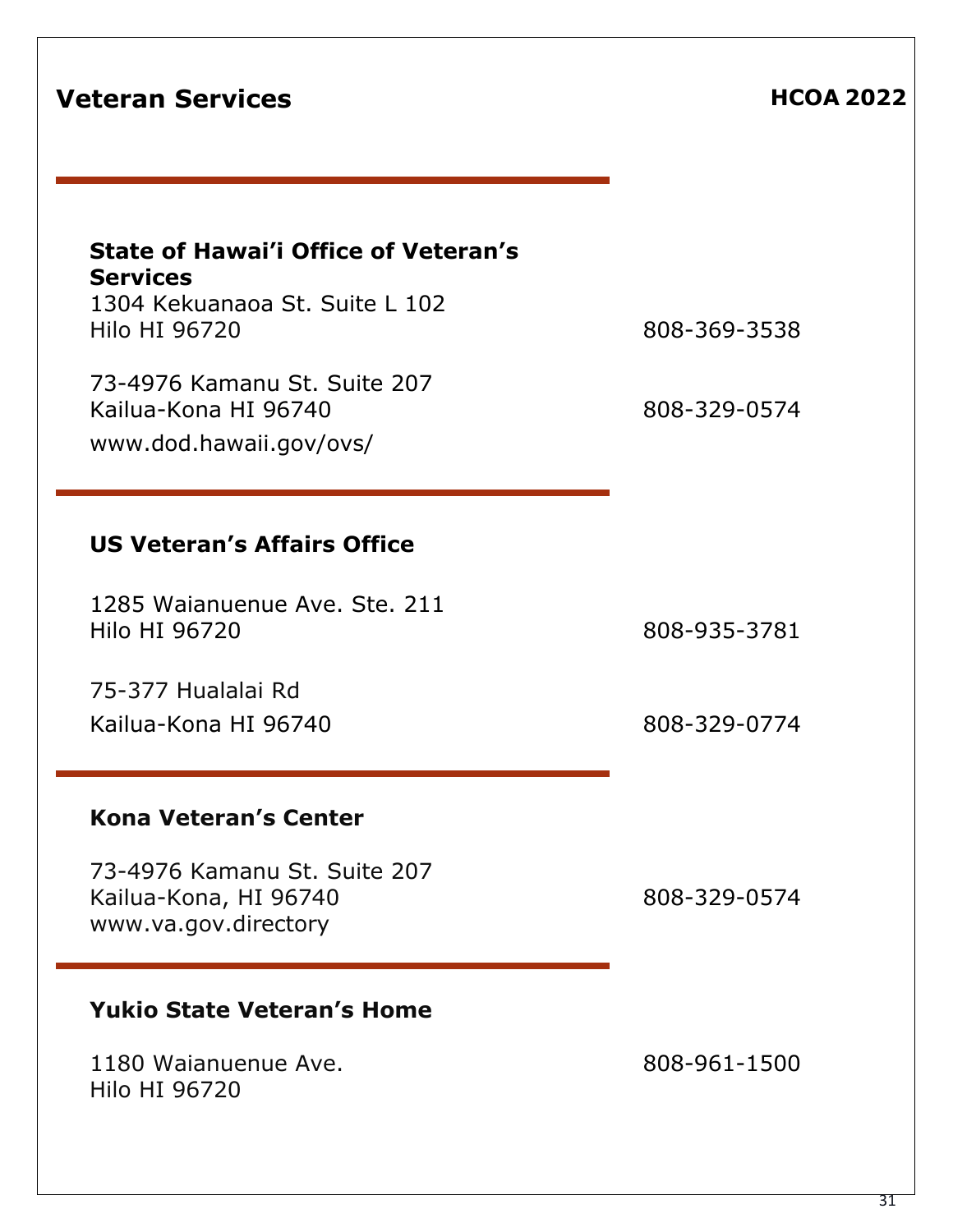# Veteran Services

**HCOA 2022**

---

### State of Hawai'i Office of Veteran's Services

1304 Kekuanaoa St. Suite L 102
Hilo HI 96720 — 808-369-3538

73-4976 Kamanu St. Suite 207
Kailua-Kona HI 96740 — 808-329-0574

www.dod.hawaii.gov/ovs/

---

### US Veteran's Affairs Office

1285 Waianuenue Ave. Ste. 211
Hilo HI 96720 — 808-935-3781

75-377 Hualalai Rd
Kailua-Kona HI 96740 — 808-329-0774

---

### Kona Veteran's Center

73-4976 Kamanu St. Suite 207
Kailua-Kona, HI 96740 — 808-329-0574
www.va.gov.directory

---

### Yukio State Veteran's Home

1180 Waianuenue Ave. — 808-961-1500
Hilo HI 96720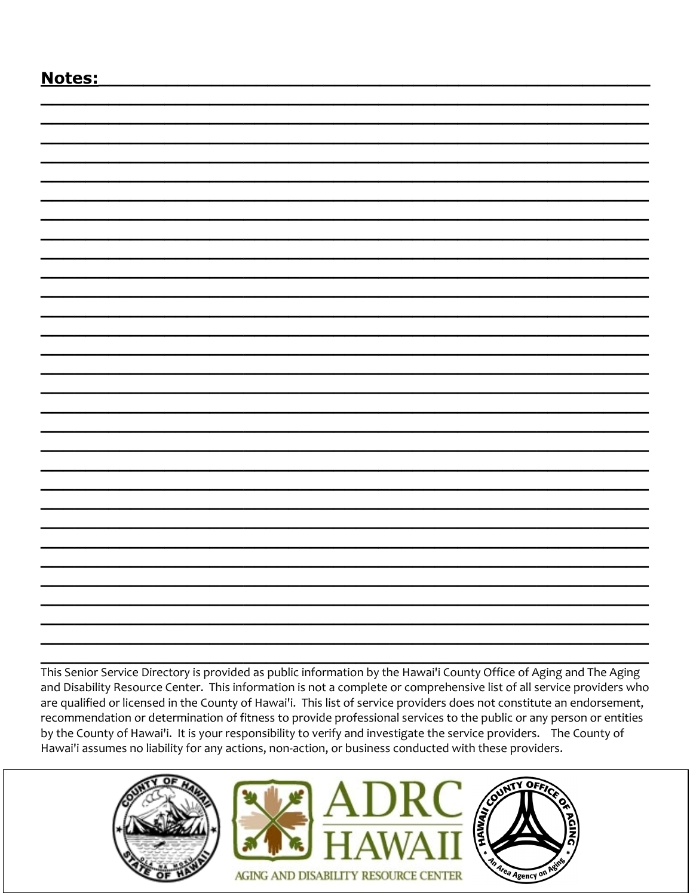**Notes:**

This Senior Service Directory is provided as public information by the Hawai'i County Office of Aging and The Aging and Disability Resource Center. This information is not a complete or comprehensive list of all service providers who are qualified or licensed in the County of Hawai'i. This list of service providers does not constitute an endorsement, recommendation or determination of fitness to provide professional services to the public or any person or entities by the County of Hawai'i. It is your responsibility to verify and investigate the service providers. The County of Hawai'i assumes no liability for any actions, non-action, or business conducted with these providers.